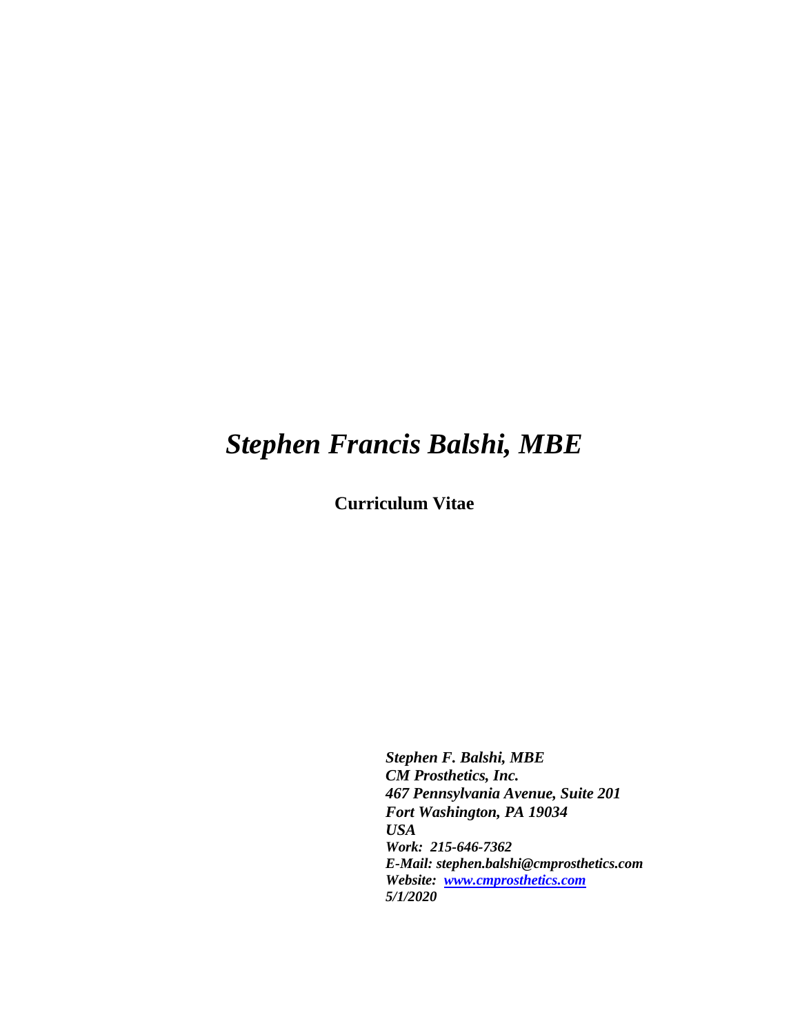# *Stephen Francis Balshi, MBE*

**Curriculum Vitae**

***Stephen F. Balshi, MBE***
***CM Prosthetics, Inc.***
***467 Pennsylvania Avenue, Suite 201***
***Fort Washington, PA 19034***
***USA***
***Work: 215-646-7362***
***E-Mail: stephen.balshi@cmprosthetics.com***
***Website: www.cmprosthetics.com***
***5/1/2020***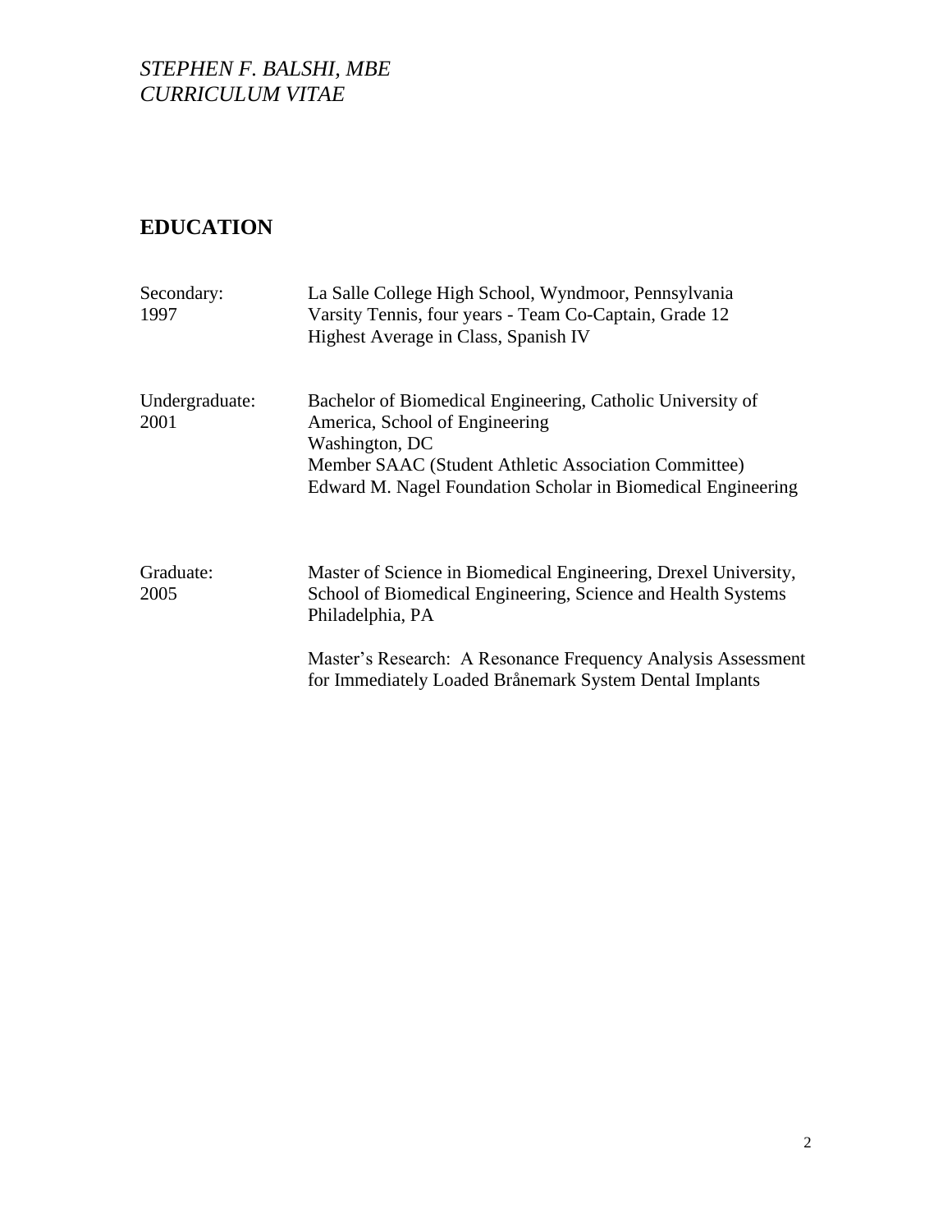*STEPHEN F. BALSHI, MBE*
*CURRICULUM VITAE*

## EDUCATION

| | |
|---|---|
| Secondary: 1997 | La Salle College High School, Wyndmoor, Pennsylvania<br>Varsity Tennis, four years - Team Co-Captain, Grade 12<br>Highest Average in Class, Spanish IV |
| Undergraduate: 2001 | Bachelor of Biomedical Engineering, Catholic University of America, School of Engineering<br>Washington, DC<br>Member SAAC (Student Athletic Association Committee)<br>Edward M. Nagel Foundation Scholar in Biomedical Engineering |
| Graduate: 2005 | Master of Science in Biomedical Engineering, Drexel University, School of Biomedical Engineering, Science and Health Systems<br>Philadelphia, PA<br><br>Master's Research: A Resonance Frequency Analysis Assessment for Immediately Loaded Brånemark System Dental Implants |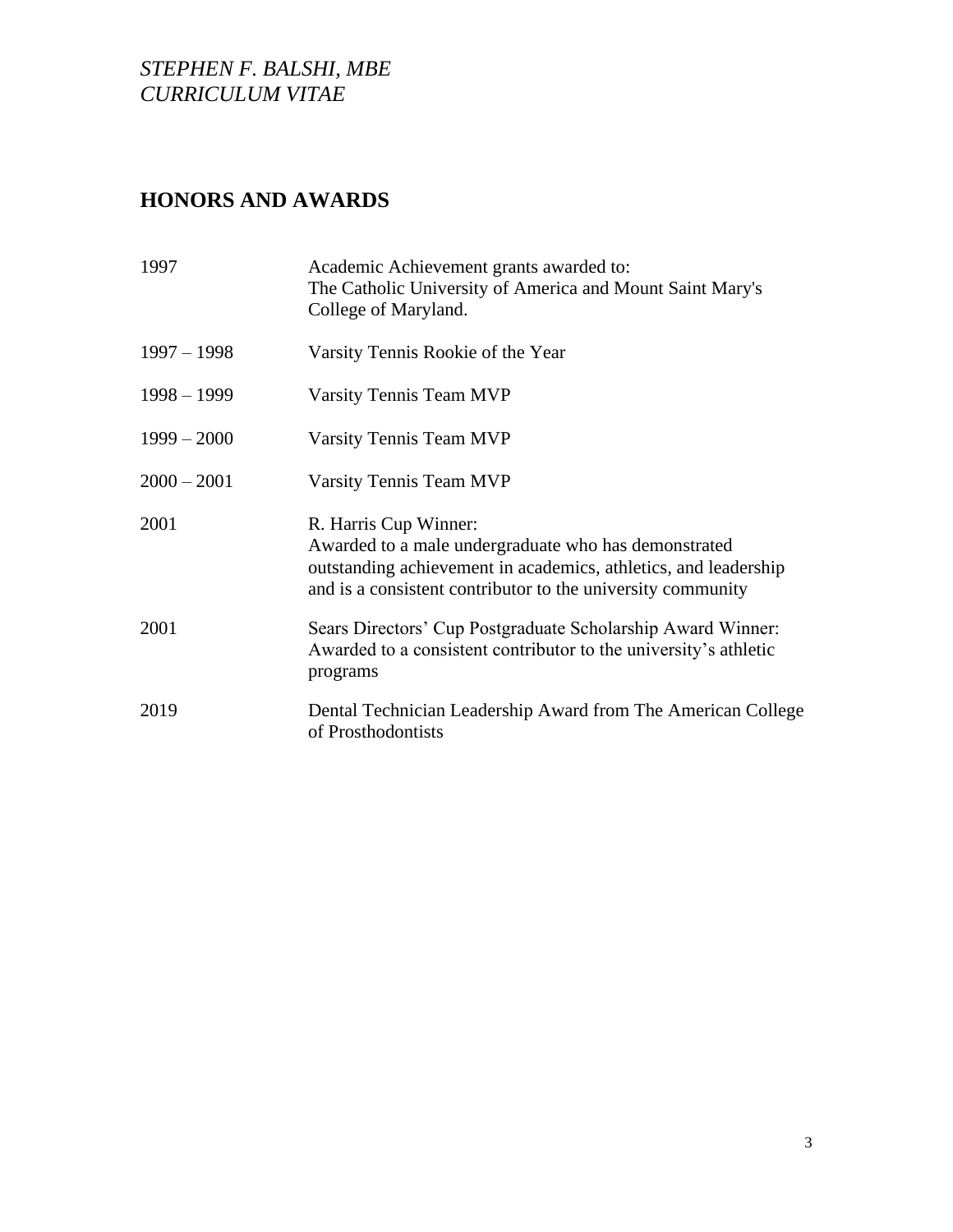## HONORS AND AWARDS

| Year | Award |
|---|---|
| 1997 | Academic Achievement grants awarded to: The Catholic University of America and Mount Saint Mary's College of Maryland. |
| 1997 – 1998 | Varsity Tennis Rookie of the Year |
| 1998 – 1999 | Varsity Tennis Team MVP |
| 1999 – 2000 | Varsity Tennis Team MVP |
| 2000 – 2001 | Varsity Tennis Team MVP |
| 2001 | R. Harris Cup Winner: Awarded to a male undergraduate who has demonstrated outstanding achievement in academics, athletics, and leadership and is a consistent contributor to the university community |
| 2001 | Sears Directors' Cup Postgraduate Scholarship Award Winner: Awarded to a consistent contributor to the university's athletic programs |
| 2019 | Dental Technician Leadership Award from The American College of Prosthodontists |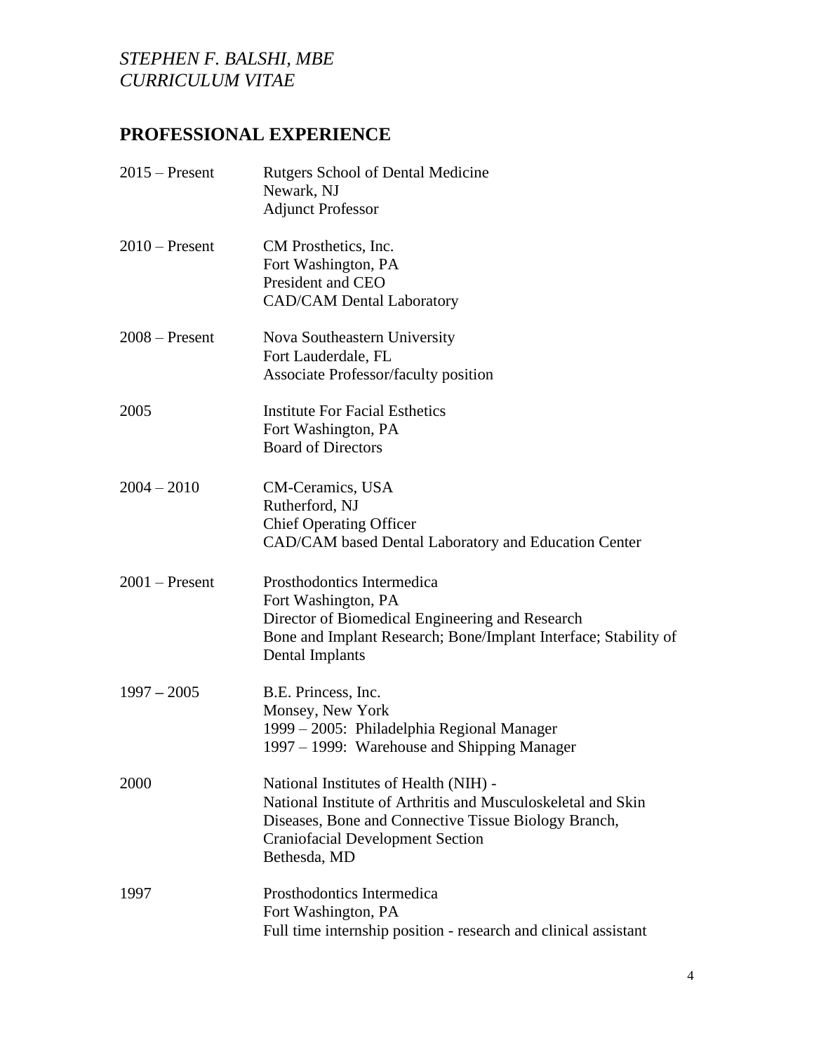*STEPHEN F. BALSHI, MBE*
*CURRICULUM VITAE*

## PROFESSIONAL EXPERIENCE

| | |
|---|---|
| 2015 – Present | Rutgers School of Dental Medicine<br>Newark, NJ<br>Adjunct Professor |
| 2010 – Present | CM Prosthetics, Inc.<br>Fort Washington, PA<br>President and CEO<br>CAD/CAM Dental Laboratory |
| 2008 – Present | Nova Southeastern University<br>Fort Lauderdale, FL<br>Associate Professor/faculty position |
| 2005 | Institute For Facial Esthetics<br>Fort Washington, PA<br>Board of Directors |
| 2004 – 2010 | CM-Ceramics, USA<br>Rutherford, NJ<br>Chief Operating Officer<br>CAD/CAM based Dental Laboratory and Education Center |
| 2001 – Present | Prosthodontics Intermedica<br>Fort Washington, PA<br>Director of Biomedical Engineering and Research<br>Bone and Implant Research; Bone/Implant Interface; Stability of Dental Implants |
| 1997 – 2005 | B.E. Princess, Inc.<br>Monsey, New York<br>1999 – 2005: Philadelphia Regional Manager<br>1997 – 1999: Warehouse and Shipping Manager |
| 2000 | National Institutes of Health (NIH) -<br>National Institute of Arthritis and Musculoskeletal and Skin Diseases, Bone and Connective Tissue Biology Branch, Craniofacial Development Section<br>Bethesda, MD |
| 1997 | Prosthodontics Intermedica<br>Fort Washington, PA<br>Full time internship position - research and clinical assistant |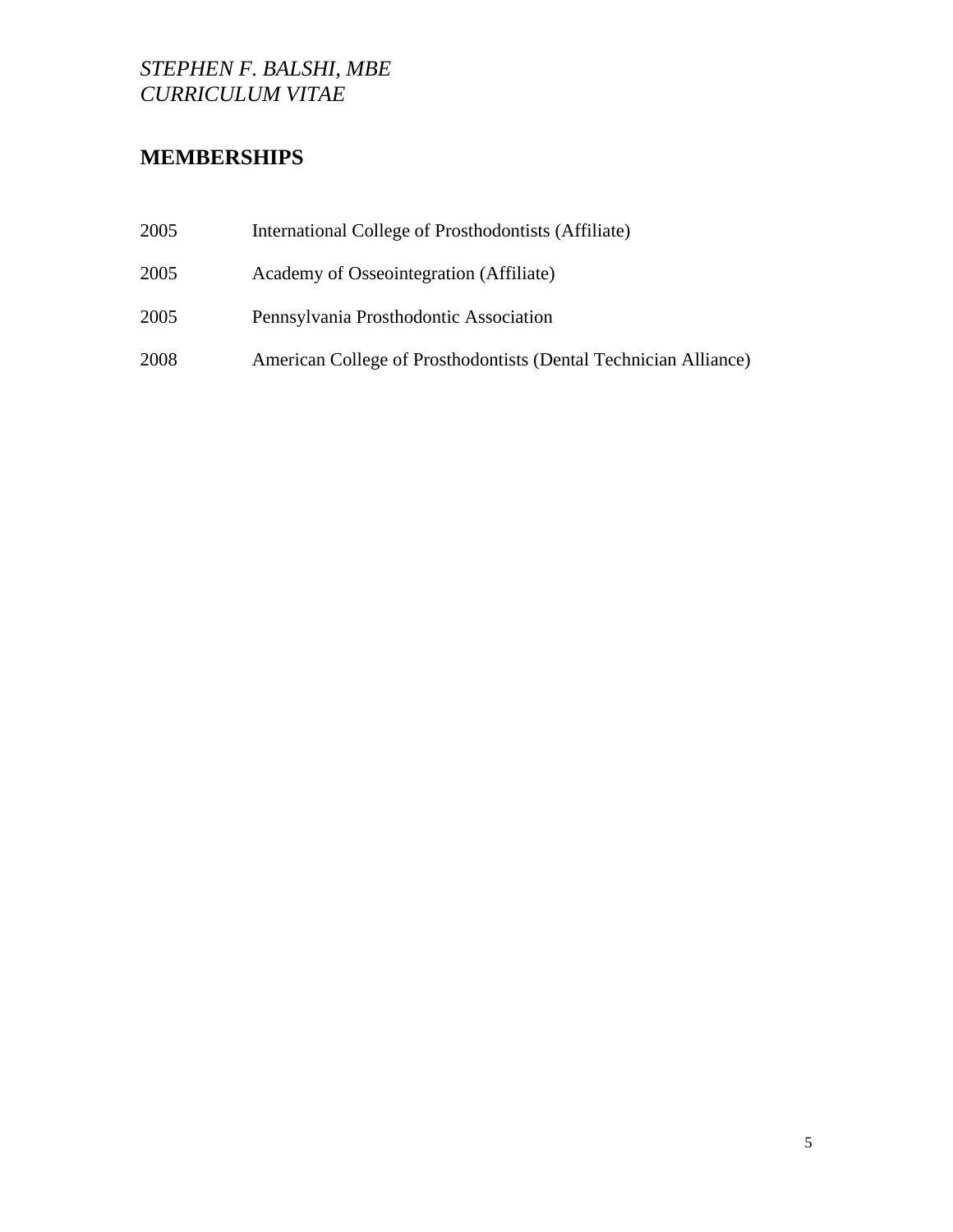## MEMBERSHIPS

| | |
|---|---|
| 2005 | International College of Prosthodontists (Affiliate) |
| 2005 | Academy of Osseointegration (Affiliate) |
| 2005 | Pennsylvania Prosthodontic Association |
| 2008 | American College of Prosthodontists (Dental Technician Alliance) |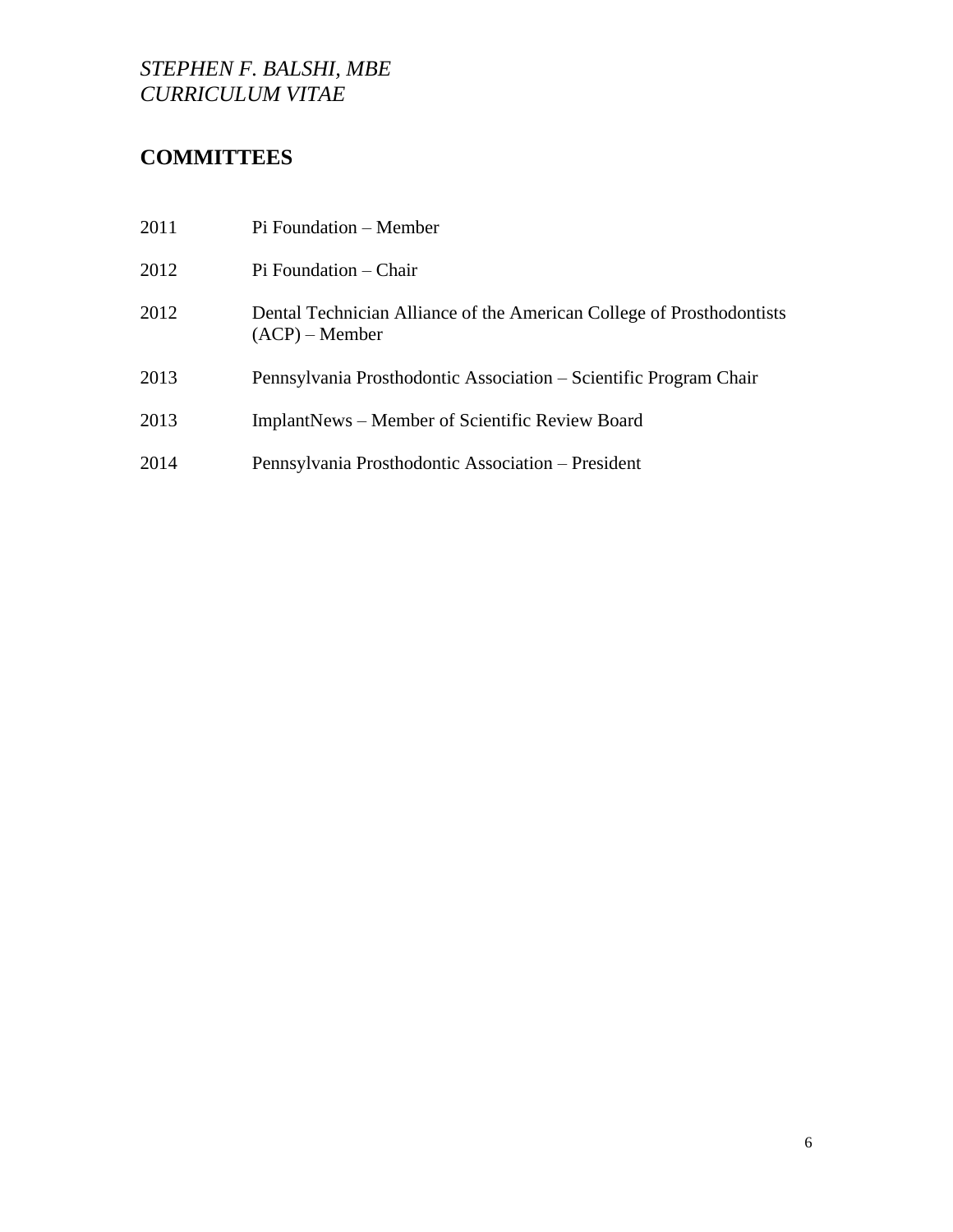## COMMITTEES

| | |
|---|---|
| 2011 | Pi Foundation – Member |
| 2012 | Pi Foundation – Chair |
| 2012 | Dental Technician Alliance of the American College of Prosthodontists (ACP) – Member |
| 2013 | Pennsylvania Prosthodontic Association – Scientific Program Chair |
| 2013 | ImplantNews – Member of Scientific Review Board |
| 2014 | Pennsylvania Prosthodontic Association – President |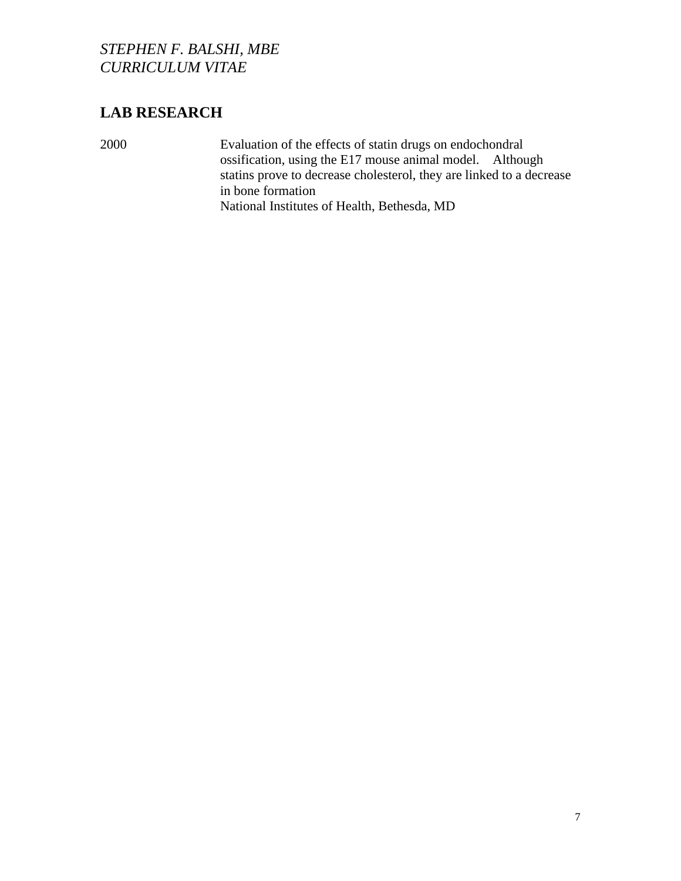## LAB RESEARCH

2000 — Evaluation of the effects of statin drugs on endochondral ossification, using the E17 mouse animal model. Although statins prove to decrease cholesterol, they are linked to a decrease in bone formation
National Institutes of Health, Bethesda, MD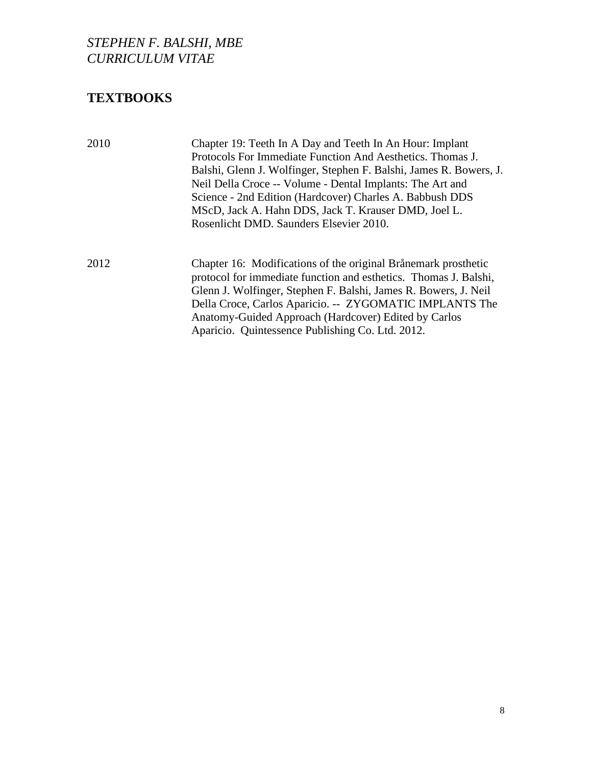## TEXTBOOKS

2010 Chapter 19: Teeth In A Day and Teeth In An Hour: Implant Protocols For Immediate Function And Aesthetics. Thomas J. Balshi, Glenn J. Wolfinger, Stephen F. Balshi, James R. Bowers, J. Neil Della Croce -- Volume - Dental Implants: The Art and Science - 2nd Edition (Hardcover) Charles A. Babbush DDS MScD, Jack A. Hahn DDS, Jack T. Krauser DMD, Joel L. Rosenlicht DMD. Saunders Elsevier 2010.

2012 Chapter 16: Modifications of the original Brånemark prosthetic protocol for immediate function and esthetics. Thomas J. Balshi, Glenn J. Wolfinger, Stephen F. Balshi, James R. Bowers, J. Neil Della Croce, Carlos Aparicio. -- ZYGOMATIC IMPLANTS The Anatomy-Guided Approach (Hardcover) Edited by Carlos Aparicio. Quintessence Publishing Co. Ltd. 2012.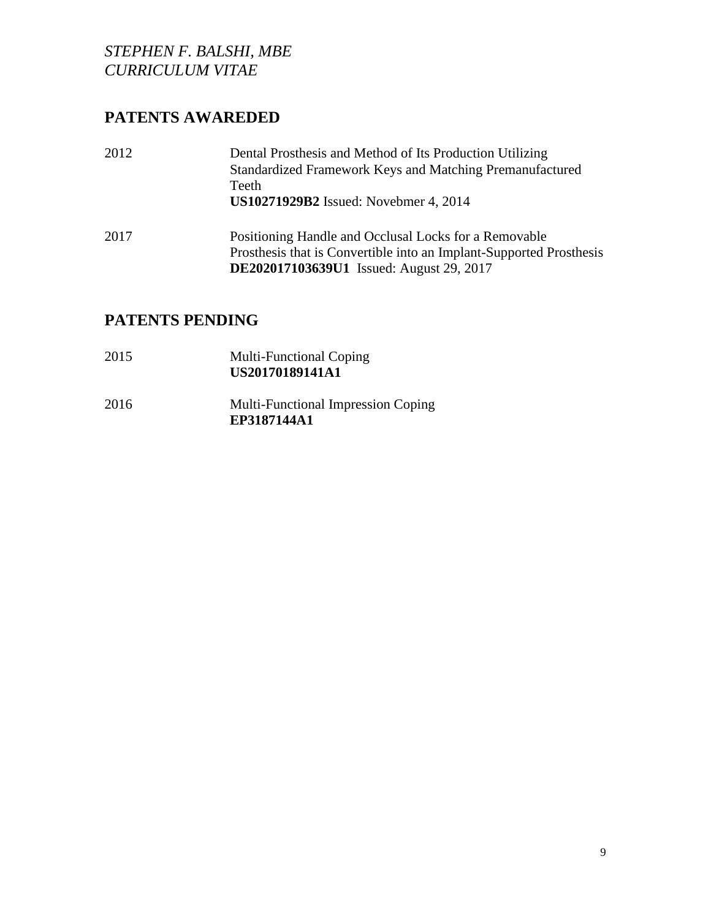## PATENTS AWAREDED

2012 Dental Prosthesis and Method of Its Production Utilizing Standardized Framework Keys and Matching Premanufactured Teeth
**US10271929B2** Issued: Novebmer 4, 2014

2017 Positioning Handle and Occlusal Locks for a Removable Prosthesis that is Convertible into an Implant-Supported Prosthesis
**DE202017103639U1** Issued: August 29, 2017

## PATENTS PENDING

2015 Multi-Functional Coping
**US20170189141A1**

2016 Multi-Functional Impression Coping
**EP3187144A1**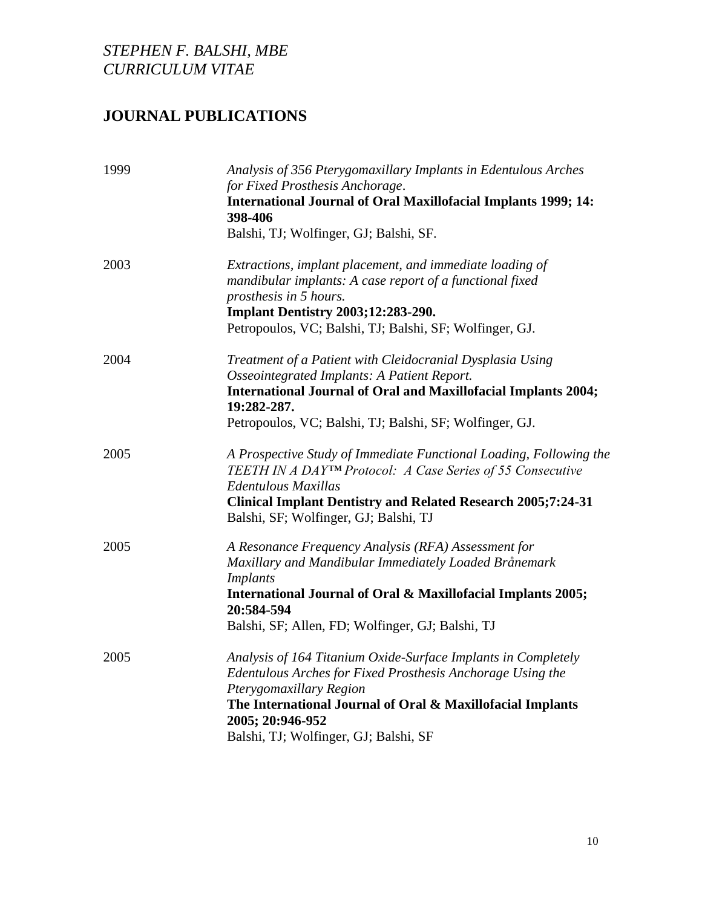## JOURNAL PUBLICATIONS

1999 *Analysis of 356 Pterygomaxillary Implants in Edentulous Arches for Fixed Prosthesis Anchorage*.
**International Journal of Oral Maxillofacial Implants 1999; 14: 398-406**
Balshi, TJ; Wolfinger, GJ; Balshi, SF.

2003 *Extractions, implant placement, and immediate loading of mandibular implants: A case report of a functional fixed prosthesis in 5 hours.*
**Implant Dentistry 2003;12:283-290.**
Petropoulos, VC; Balshi, TJ; Balshi, SF; Wolfinger, GJ.

2004 *Treatment of a Patient with Cleidocranial Dysplasia Using Osseointegrated Implants: A Patient Report.*
**International Journal of Oral and Maxillofacial Implants 2004; 19:282-287.**
Petropoulos, VC; Balshi, TJ; Balshi, SF; Wolfinger, GJ.

2005 *A Prospective Study of Immediate Functional Loading, Following the TEETH IN A DAY™ Protocol: A Case Series of 55 Consecutive Edentulous Maxillas*
**Clinical Implant Dentistry and Related Research 2005;7:24-31**
Balshi, SF; Wolfinger, GJ; Balshi, TJ

2005 *A Resonance Frequency Analysis (RFA) Assessment for Maxillary and Mandibular Immediately Loaded Brånemark Implants*
**International Journal of Oral & Maxillofacial Implants 2005; 20:584-594**
Balshi, SF; Allen, FD; Wolfinger, GJ; Balshi, TJ

2005 *Analysis of 164 Titanium Oxide-Surface Implants in Completely Edentulous Arches for Fixed Prosthesis Anchorage Using the Pterygomaxillary Region*
**The International Journal of Oral & Maxillofacial Implants 2005; 20:946-952**
Balshi, TJ; Wolfinger, GJ; Balshi, SF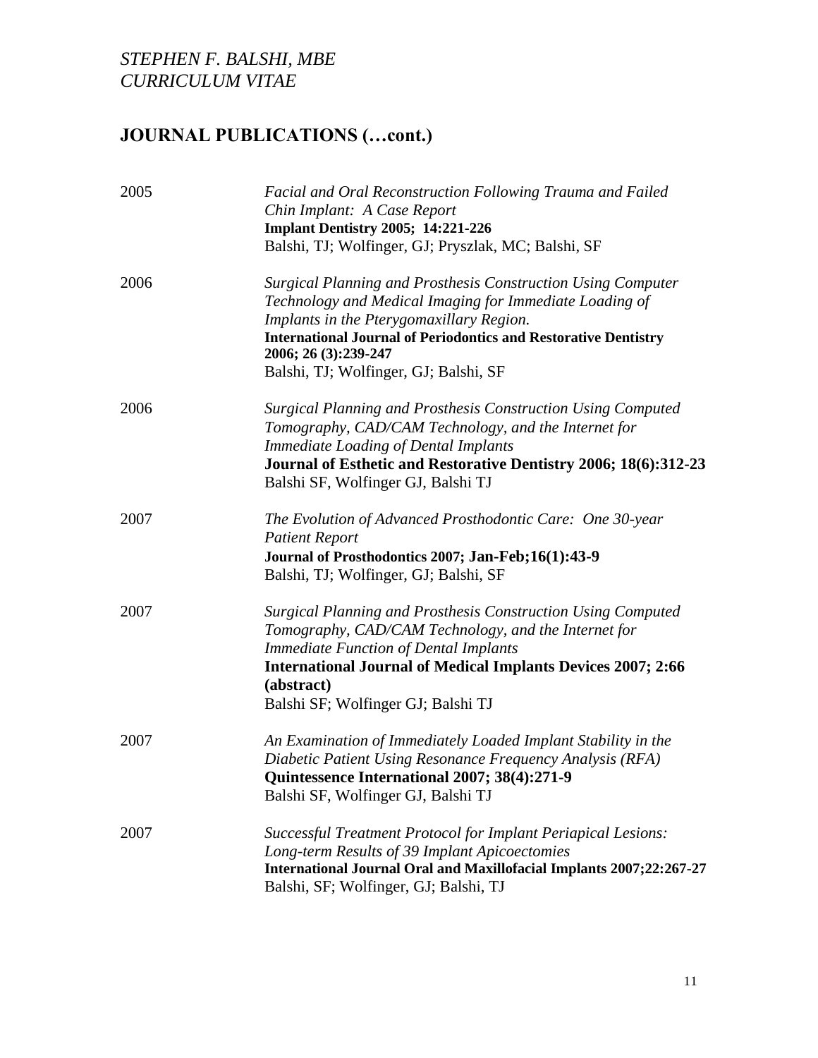## JOURNAL PUBLICATIONS (…cont.)

2005

*Facial and Oral Reconstruction Following Trauma and Failed Chin Implant: A Case Report*
**Implant Dentistry 2005; 14:221-226**
Balshi, TJ; Wolfinger, GJ; Pryszlak, MC; Balshi, SF

2006

*Surgical Planning and Prosthesis Construction Using Computer Technology and Medical Imaging for Immediate Loading of Implants in the Pterygomaxillary Region.*
**International Journal of Periodontics and Restorative Dentistry 2006; 26 (3):239-247**
Balshi, TJ; Wolfinger, GJ; Balshi, SF

2006

*Surgical Planning and Prosthesis Construction Using Computed Tomography, CAD/CAM Technology, and the Internet for Immediate Loading of Dental Implants*
**Journal of Esthetic and Restorative Dentistry 2006; 18(6):312-23**
Balshi SF, Wolfinger GJ, Balshi TJ

2007

*The Evolution of Advanced Prosthodontic Care: One 30-year Patient Report*
**Journal of Prosthodontics 2007; Jan-Feb;16(1):43-9**
Balshi, TJ; Wolfinger, GJ; Balshi, SF

2007

*Surgical Planning and Prosthesis Construction Using Computed Tomography, CAD/CAM Technology, and the Internet for Immediate Function of Dental Implants*
**International Journal of Medical Implants Devices 2007; 2:66 (abstract)**
Balshi SF; Wolfinger GJ; Balshi TJ

2007

*An Examination of Immediately Loaded Implant Stability in the Diabetic Patient Using Resonance Frequency Analysis (RFA)*
**Quintessence International 2007; 38(4):271-9**
Balshi SF, Wolfinger GJ, Balshi TJ

2007

*Successful Treatment Protocol for Implant Periapical Lesions: Long-term Results of 39 Implant Apicoectomies*
**International Journal Oral and Maxillofacial Implants 2007;22:267-27**
Balshi, SF; Wolfinger, GJ; Balshi, TJ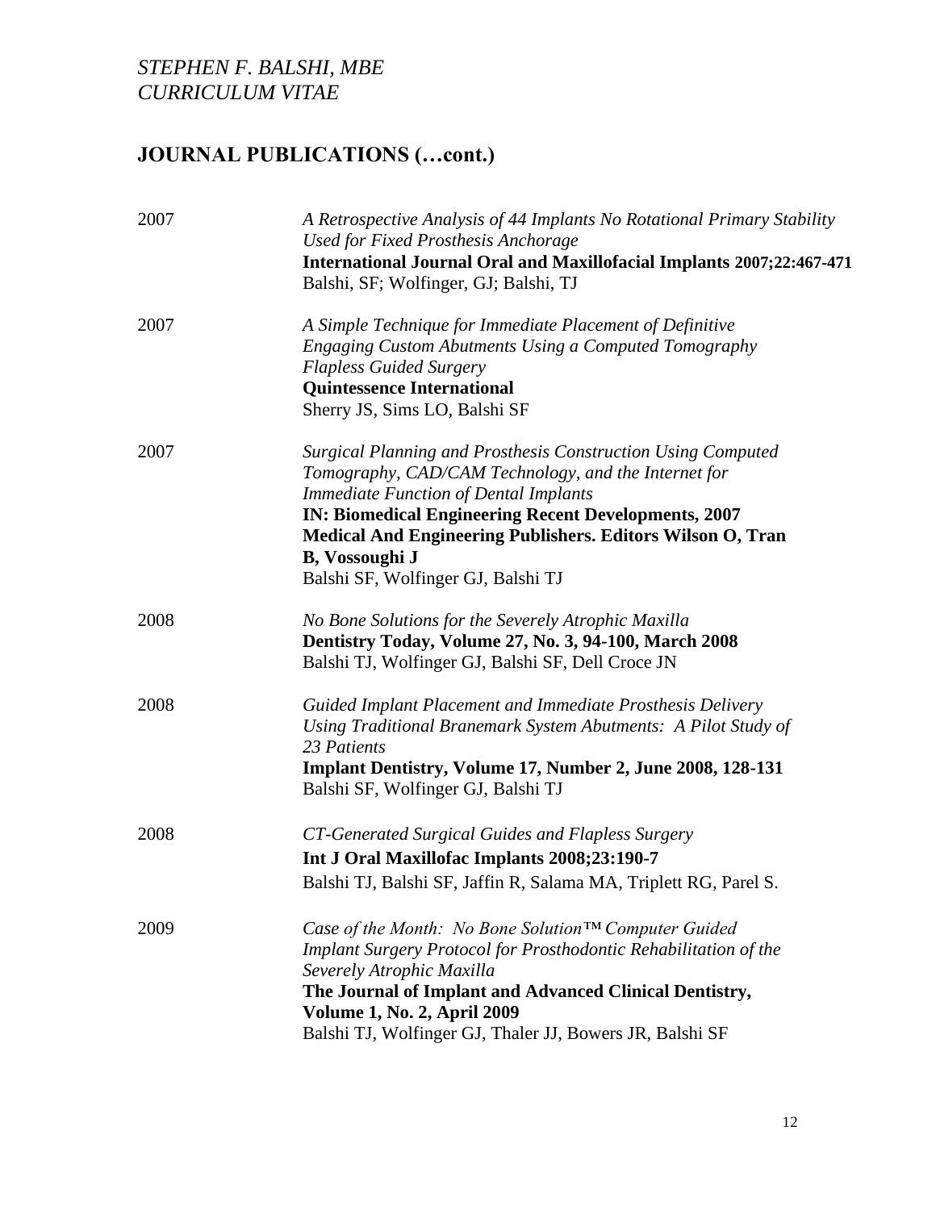## JOURNAL PUBLICATIONS (…cont.)

| | |
|---|---|
| 2007 | *A Retrospective Analysis of 44 Implants No Rotational Primary Stability Used for Fixed Prosthesis Anchorage*<br>**International Journal Oral and Maxillofacial Implants 2007;22:467-471**<br>Balshi, SF; Wolfinger, GJ; Balshi, TJ |
| 2007 | *A Simple Technique for Immediate Placement of Definitive Engaging Custom Abutments Using a Computed Tomography Flapless Guided Surgery*<br>**Quintessence International**<br>Sherry JS, Sims LO, Balshi SF |
| 2007 | *Surgical Planning and Prosthesis Construction Using Computed Tomography, CAD/CAM Technology, and the Internet for Immediate Function of Dental Implants*<br>**IN: Biomedical Engineering Recent Developments, 2007 Medical And Engineering Publishers. Editors Wilson O, Tran B, Vossoughi J**<br>Balshi SF, Wolfinger GJ, Balshi TJ |
| 2008 | *No Bone Solutions for the Severely Atrophic Maxilla*<br>**Dentistry Today, Volume 27, No. 3, 94-100, March 2008**<br>Balshi TJ, Wolfinger GJ, Balshi SF, Dell Croce JN |
| 2008 | *Guided Implant Placement and Immediate Prosthesis Delivery Using Traditional Branemark System Abutments: A Pilot Study of 23 Patients*<br>**Implant Dentistry, Volume 17, Number 2, June 2008, 128-131**<br>Balshi SF, Wolfinger GJ, Balshi TJ |
| 2008 | *CT-Generated Surgical Guides and Flapless Surgery*<br>**Int J Oral Maxillofac Implants 2008;23:190-7**<br>Balshi TJ, Balshi SF, Jaffin R, Salama MA, Triplett RG, Parel S. |
| 2009 | *Case of the Month: No Bone Solution™ Computer Guided Implant Surgery Protocol for Prosthodontic Rehabilitation of the Severely Atrophic Maxilla*<br>**The Journal of Implant and Advanced Clinical Dentistry, Volume 1, No. 2, April 2009**<br>Balshi TJ, Wolfinger GJ, Thaler JJ, Bowers JR, Balshi SF |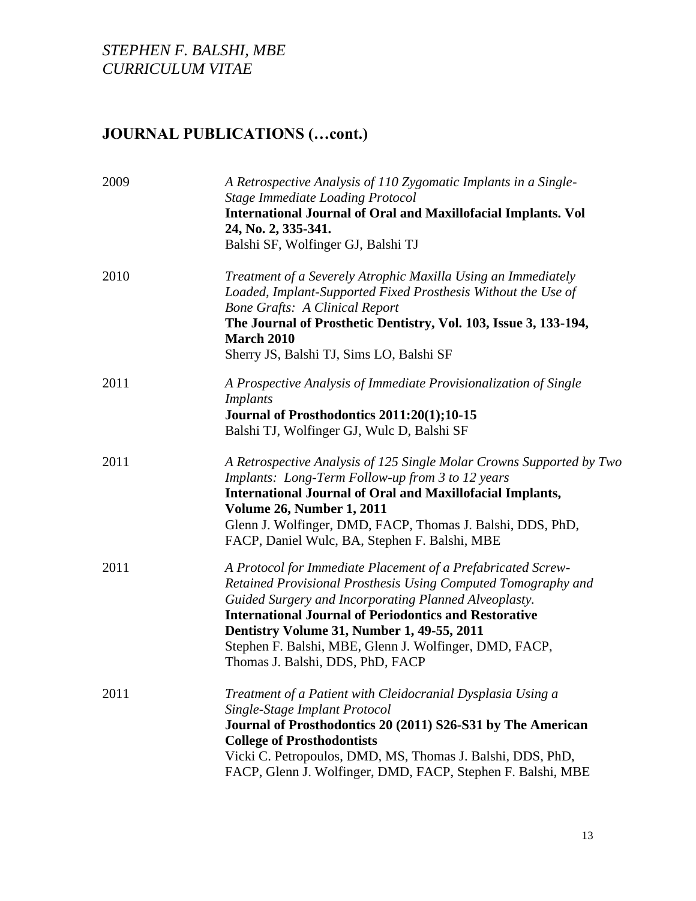## JOURNAL PUBLICATIONS (…cont.)

2009

*A Retrospective Analysis of 110 Zygomatic Implants in a Single-Stage Immediate Loading Protocol*
**International Journal of Oral and Maxillofacial Implants. Vol 24, No. 2, 335-341.**
Balshi SF, Wolfinger GJ, Balshi TJ

2010

*Treatment of a Severely Atrophic Maxilla Using an Immediately Loaded, Implant-Supported Fixed Prosthesis Without the Use of Bone Grafts: A Clinical Report*
**The Journal of Prosthetic Dentistry, Vol. 103, Issue 3, 133-194, March 2010**
Sherry JS, Balshi TJ, Sims LO, Balshi SF

2011

*A Prospective Analysis of Immediate Provisionalization of Single Implants*
**Journal of Prosthodontics 2011:20(1);10-15**
Balshi TJ, Wolfinger GJ, Wulc D, Balshi SF

2011

*A Retrospective Analysis of 125 Single Molar Crowns Supported by Two Implants: Long-Term Follow-up from 3 to 12 years*
**International Journal of Oral and Maxillofacial Implants, Volume 26, Number 1, 2011**
Glenn J. Wolfinger, DMD, FACP, Thomas J. Balshi, DDS, PhD, FACP, Daniel Wulc, BA, Stephen F. Balshi, MBE

2011

*A Protocol for Immediate Placement of a Prefabricated Screw-Retained Provisional Prosthesis Using Computed Tomography and Guided Surgery and Incorporating Planned Alveoplasty.*
**International Journal of Periodontics and Restorative Dentistry Volume 31, Number 1, 49-55, 2011**
Stephen F. Balshi, MBE, Glenn J. Wolfinger, DMD, FACP, Thomas J. Balshi, DDS, PhD, FACP

2011

*Treatment of a Patient with Cleidocranial Dysplasia Using a Single-Stage Implant Protocol*
**Journal of Prosthodontics 20 (2011) S26-S31 by The American College of Prosthodontists**
Vicki C. Petropoulos, DMD, MS, Thomas J. Balshi, DDS, PhD, FACP, Glenn J. Wolfinger, DMD, FACP, Stephen F. Balshi, MBE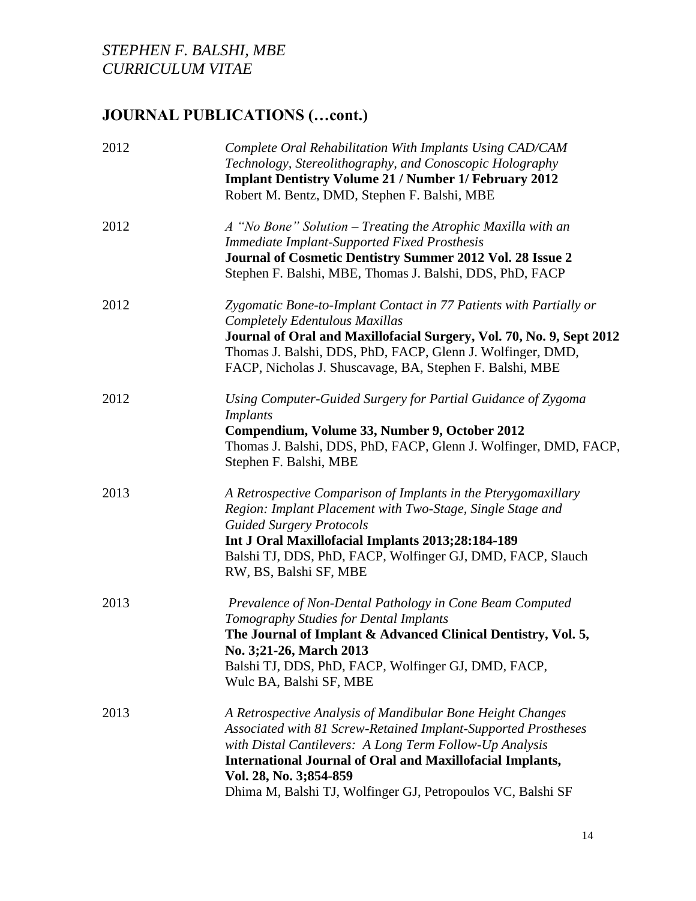## JOURNAL PUBLICATIONS (…cont.)

2012 *Complete Oral Rehabilitation With Implants Using CAD/CAM Technology, Stereolithography, and Conoscopic Holography*
**Implant Dentistry Volume 21 / Number 1/ February 2012**
Robert M. Bentz, DMD, Stephen F. Balshi, MBE

2012 *A "No Bone" Solution – Treating the Atrophic Maxilla with an Immediate Implant-Supported Fixed Prosthesis*
**Journal of Cosmetic Dentistry Summer 2012 Vol. 28 Issue 2**
Stephen F. Balshi, MBE, Thomas J. Balshi, DDS, PhD, FACP

2012 *Zygomatic Bone-to-Implant Contact in 77 Patients with Partially or Completely Edentulous Maxillas*
**Journal of Oral and Maxillofacial Surgery, Vol. 70, No. 9, Sept 2012**
Thomas J. Balshi, DDS, PhD, FACP, Glenn J. Wolfinger, DMD, FACP, Nicholas J. Shuscavage, BA, Stephen F. Balshi, MBE

2012 *Using Computer-Guided Surgery for Partial Guidance of Zygoma Implants*
**Compendium, Volume 33, Number 9, October 2012**
Thomas J. Balshi, DDS, PhD, FACP, Glenn J. Wolfinger, DMD, FACP, Stephen F. Balshi, MBE

2013 *A Retrospective Comparison of Implants in the Pterygomaxillary Region: Implant Placement with Two-Stage, Single Stage and Guided Surgery Protocols*
**Int J Oral Maxillofacial Implants 2013;28:184-189**
Balshi TJ, DDS, PhD, FACP, Wolfinger GJ, DMD, FACP, Slauch RW, BS, Balshi SF, MBE

2013 *Prevalence of Non-Dental Pathology in Cone Beam Computed Tomography Studies for Dental Implants*
**The Journal of Implant & Advanced Clinical Dentistry, Vol. 5, No. 3;21-26, March 2013**
Balshi TJ, DDS, PhD, FACP, Wolfinger GJ, DMD, FACP, Wulc BA, Balshi SF, MBE

2013 *A Retrospective Analysis of Mandibular Bone Height Changes Associated with 81 Screw-Retained Implant-Supported Prostheses with Distal Cantilevers: A Long Term Follow-Up Analysis*
**International Journal of Oral and Maxillofacial Implants, Vol. 28, No. 3;854-859**
Dhima M, Balshi TJ, Wolfinger GJ, Petropoulos VC, Balshi SF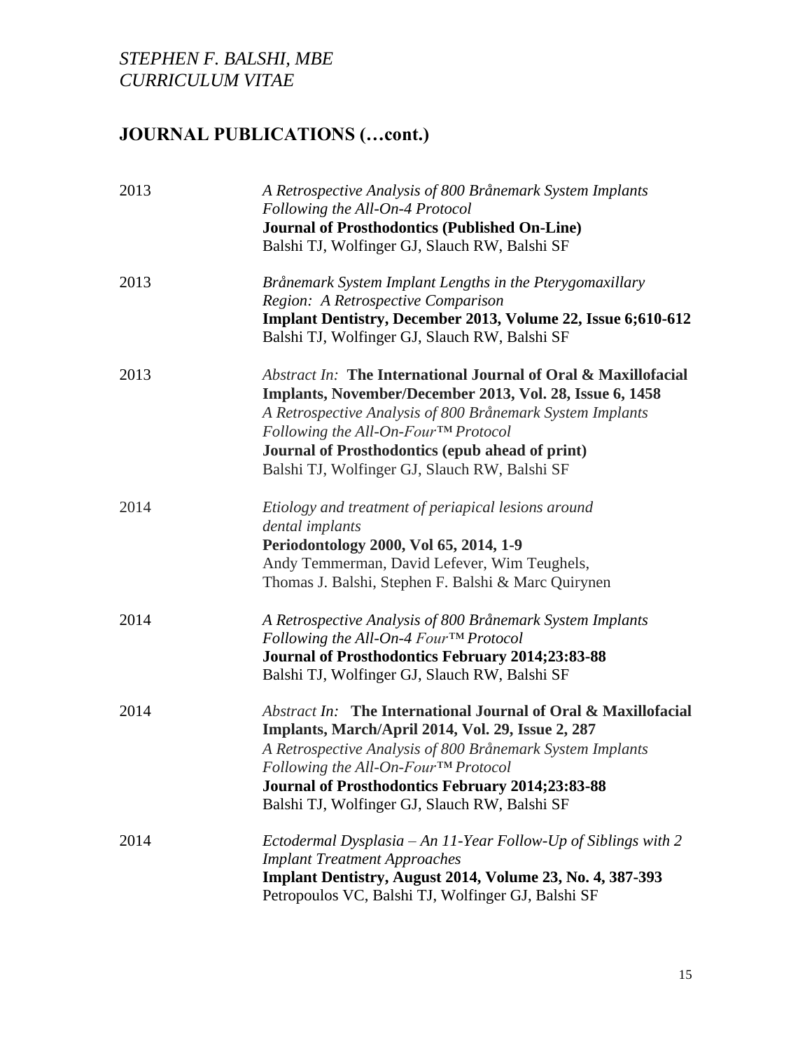## JOURNAL PUBLICATIONS (…cont.)

2013 *A Retrospective Analysis of 800 Brånemark System Implants Following the All-On-4 Protocol*
**Journal of Prosthodontics (Published On-Line)**
Balshi TJ, Wolfinger GJ, Slauch RW, Balshi SF

2013 *Brånemark System Implant Lengths in the Pterygomaxillary Region: A Retrospective Comparison*
**Implant Dentistry, December 2013, Volume 22, Issue 6;610-612**
Balshi TJ, Wolfinger GJ, Slauch RW, Balshi SF

2013 *Abstract In:* **The International Journal of Oral & Maxillofacial Implants, November/December 2013, Vol. 28, Issue 6, 1458**
*A Retrospective Analysis of 800 Brånemark System Implants Following the All-On-Four™ Protocol*
**Journal of Prosthodontics (epub ahead of print)**
Balshi TJ, Wolfinger GJ, Slauch RW, Balshi SF

2014 *Etiology and treatment of periapical lesions around dental implants*
**Periodontology 2000, Vol 65, 2014, 1-9**
Andy Temmerman, David Lefever, Wim Teughels, Thomas J. Balshi, Stephen F. Balshi & Marc Quirynen

2014 *A Retrospective Analysis of 800 Brånemark System Implants Following the All-On-4 Four™ Protocol*
**Journal of Prosthodontics February 2014;23:83-88**
Balshi TJ, Wolfinger GJ, Slauch RW, Balshi SF

2014 *Abstract In:* **The International Journal of Oral & Maxillofacial Implants, March/April 2014, Vol. 29, Issue 2, 287**
*A Retrospective Analysis of 800 Brånemark System Implants Following the All-On-Four™ Protocol*
**Journal of Prosthodontics February 2014;23:83-88**
Balshi TJ, Wolfinger GJ, Slauch RW, Balshi SF

2014 *Ectodermal Dysplasia – An 11-Year Follow-Up of Siblings with 2 Implant Treatment Approaches*
**Implant Dentistry, August 2014, Volume 23, No. 4, 387-393**
Petropoulos VC, Balshi TJ, Wolfinger GJ, Balshi SF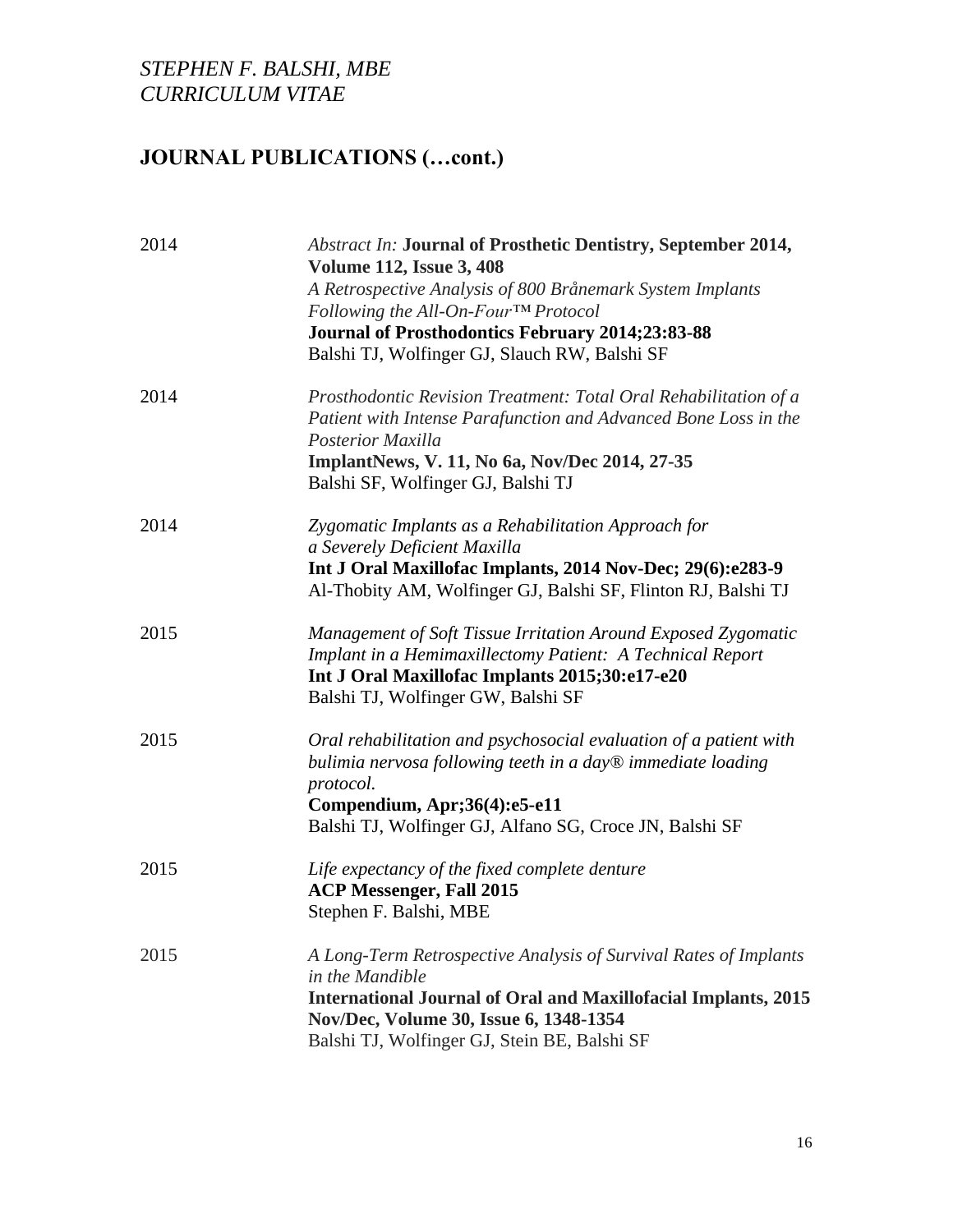## JOURNAL PUBLICATIONS (…cont.)

2014 — *Abstract In:* **Journal of Prosthetic Dentistry, September 2014, Volume 112, Issue 3, 408**
*A Retrospective Analysis of 800 Brånemark System Implants Following the All-On-Four™ Protocol*
**Journal of Prosthodontics February 2014;23:83-88**
Balshi TJ, Wolfinger GJ, Slauch RW, Balshi SF

2014 — *Prosthodontic Revision Treatment: Total Oral Rehabilitation of a Patient with Intense Parafunction and Advanced Bone Loss in the Posterior Maxilla*
**ImplantNews, V. 11, No 6a, Nov/Dec 2014, 27-35**
Balshi SF, Wolfinger GJ, Balshi TJ

2014 — *Zygomatic Implants as a Rehabilitation Approach for a Severely Deficient Maxilla*
**Int J Oral Maxillofac Implants, 2014 Nov-Dec; 29(6):e283-9**
Al-Thobity AM, Wolfinger GJ, Balshi SF, Flinton RJ, Balshi TJ

2015 — *Management of Soft Tissue Irritation Around Exposed Zygomatic Implant in a Hemimaxillectomy Patient: A Technical Report*
**Int J Oral Maxillofac Implants 2015;30:e17-e20**
Balshi TJ, Wolfinger GW, Balshi SF

2015 — *Oral rehabilitation and psychosocial evaluation of a patient with bulimia nervosa following teeth in a day® immediate loading protocol.*
**Compendium, Apr;36(4):e5-e11**
Balshi TJ, Wolfinger GJ, Alfano SG, Croce JN, Balshi SF

2015 — *Life expectancy of the fixed complete denture*
**ACP Messenger, Fall 2015**
Stephen F. Balshi, MBE

2015 — *A Long-Term Retrospective Analysis of Survival Rates of Implants in the Mandible*
**International Journal of Oral and Maxillofacial Implants, 2015 Nov/Dec, Volume 30, Issue 6, 1348-1354**
Balshi TJ, Wolfinger GJ, Stein BE, Balshi SF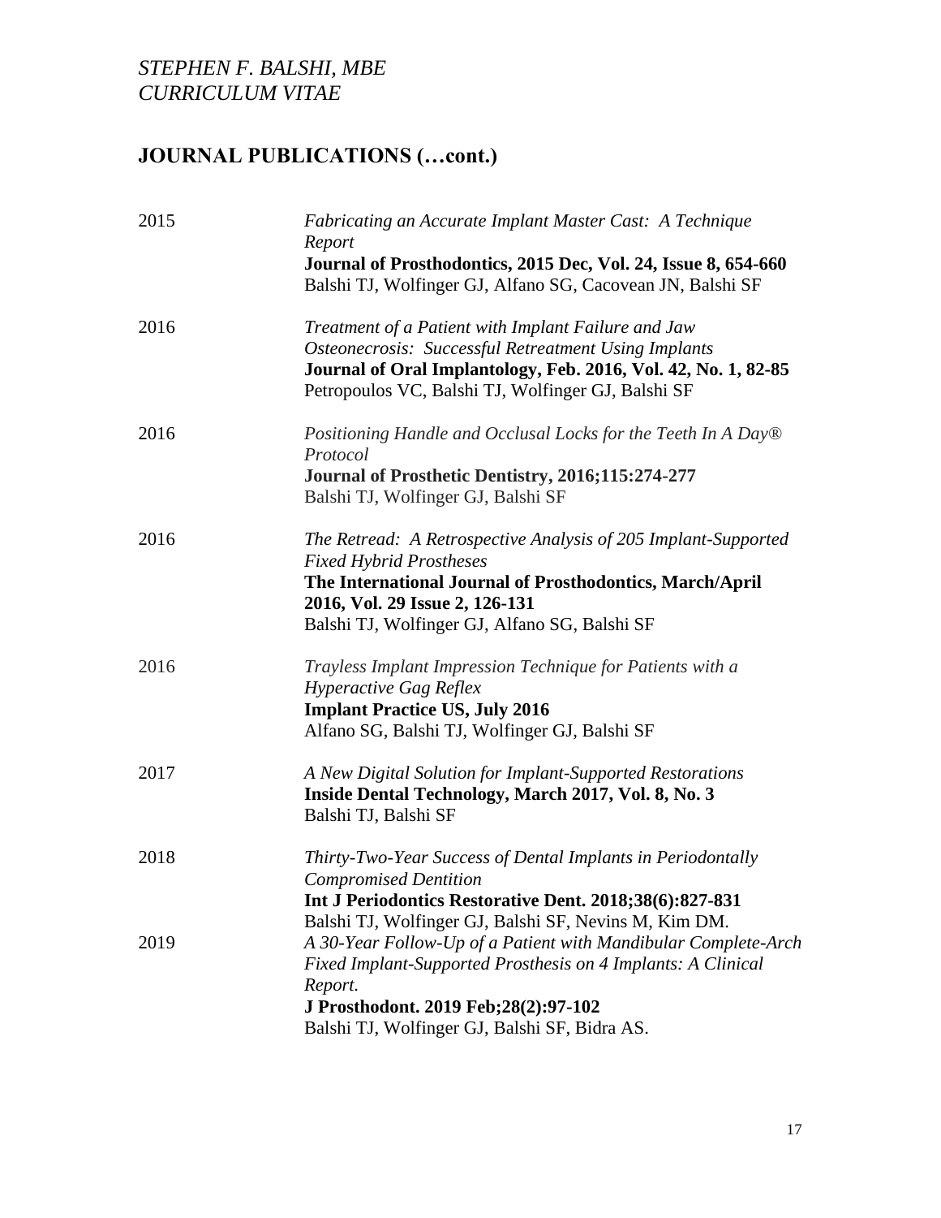## JOURNAL PUBLICATIONS (…cont.)

2015 — *Fabricating an Accurate Implant Master Cast: A Technique Report*
**Journal of Prosthodontics, 2015 Dec, Vol. 24, Issue 8, 654-660**
Balshi TJ, Wolfinger GJ, Alfano SG, Cacovean JN, Balshi SF

2016 — *Treatment of a Patient with Implant Failure and Jaw Osteonecrosis: Successful Retreatment Using Implants*
**Journal of Oral Implantology, Feb. 2016, Vol. 42, No. 1, 82-85**
Petropoulos VC, Balshi TJ, Wolfinger GJ, Balshi SF

2016 — *Positioning Handle and Occlusal Locks for the Teeth In A Day® Protocol*
**Journal of Prosthetic Dentistry, 2016;115:274-277**
Balshi TJ, Wolfinger GJ, Balshi SF

2016 — *The Retread: A Retrospective Analysis of 205 Implant-Supported Fixed Hybrid Prostheses*
**The International Journal of Prosthodontics, March/April 2016, Vol. 29 Issue 2, 126-131**
Balshi TJ, Wolfinger GJ, Alfano SG, Balshi SF

2016 — *Trayless Implant Impression Technique for Patients with a Hyperactive Gag Reflex*
**Implant Practice US, July 2016**
Alfano SG, Balshi TJ, Wolfinger GJ, Balshi SF

2017 — *A New Digital Solution for Implant-Supported Restorations*
**Inside Dental Technology, March 2017, Vol. 8, No. 3**
Balshi TJ, Balshi SF

2018 — *Thirty-Two-Year Success of Dental Implants in Periodontally Compromised Dentition*
**Int J Periodontics Restorative Dent. 2018;38(6):827-831**
Balshi TJ, Wolfinger GJ, Balshi SF, Nevins M, Kim DM.

2019 — *A 30-Year Follow-Up of a Patient with Mandibular Complete-Arch Fixed Implant-Supported Prosthesis on 4 Implants: A Clinical Report.*
**J Prosthodont. 2019 Feb;28(2):97-102**
Balshi TJ, Wolfinger GJ, Balshi SF, Bidra AS.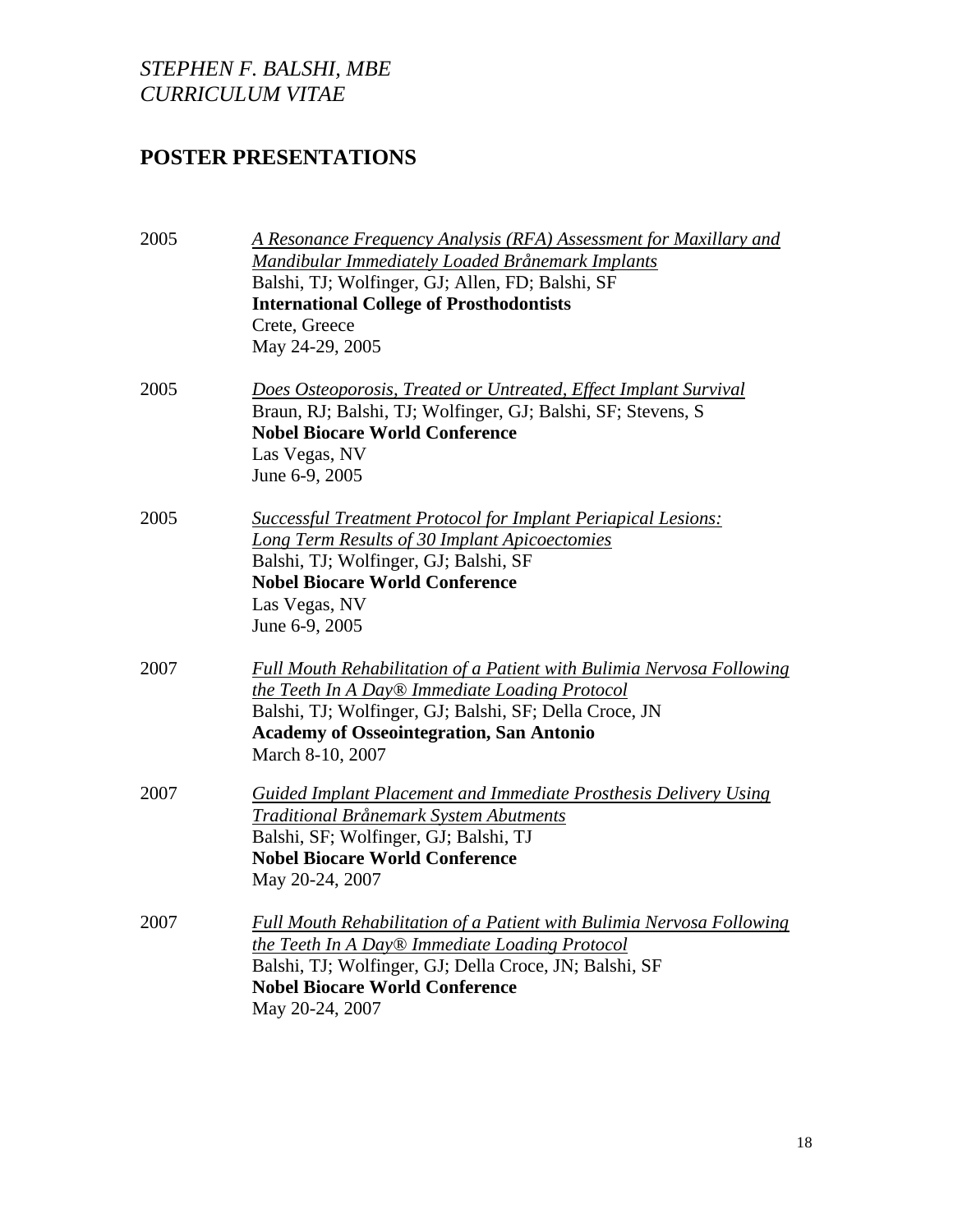## POSTER PRESENTATIONS

2005 — *A Resonance Frequency Analysis (RFA) Assessment for Maxillary and Mandibular Immediately Loaded Brånemark Implants*
Balshi, TJ; Wolfinger, GJ; Allen, FD; Balshi, SF
**International College of Prosthodontists**
Crete, Greece
May 24-29, 2005

2005 — *Does Osteoporosis, Treated or Untreated, Effect Implant Survival*
Braun, RJ; Balshi, TJ; Wolfinger, GJ; Balshi, SF; Stevens, S
**Nobel Biocare World Conference**
Las Vegas, NV
June 6-9, 2005

2005 — *Successful Treatment Protocol for Implant Periapical Lesions: Long Term Results of 30 Implant Apicoectomies*
Balshi, TJ; Wolfinger, GJ; Balshi, SF
**Nobel Biocare World Conference**
Las Vegas, NV
June 6-9, 2005

2007 — *Full Mouth Rehabilitation of a Patient with Bulimia Nervosa Following the Teeth In A Day® Immediate Loading Protocol*
Balshi, TJ; Wolfinger, GJ; Balshi, SF; Della Croce, JN
**Academy of Osseointegration, San Antonio**
March 8-10, 2007

2007 — *Guided Implant Placement and Immediate Prosthesis Delivery Using Traditional Brånemark System Abutments*
Balshi, SF; Wolfinger, GJ; Balshi, TJ
**Nobel Biocare World Conference**
May 20-24, 2007

2007 — *Full Mouth Rehabilitation of a Patient with Bulimia Nervosa Following the Teeth In A Day® Immediate Loading Protocol*
Balshi, TJ; Wolfinger, GJ; Della Croce, JN; Balshi, SF
**Nobel Biocare World Conference**
May 20-24, 2007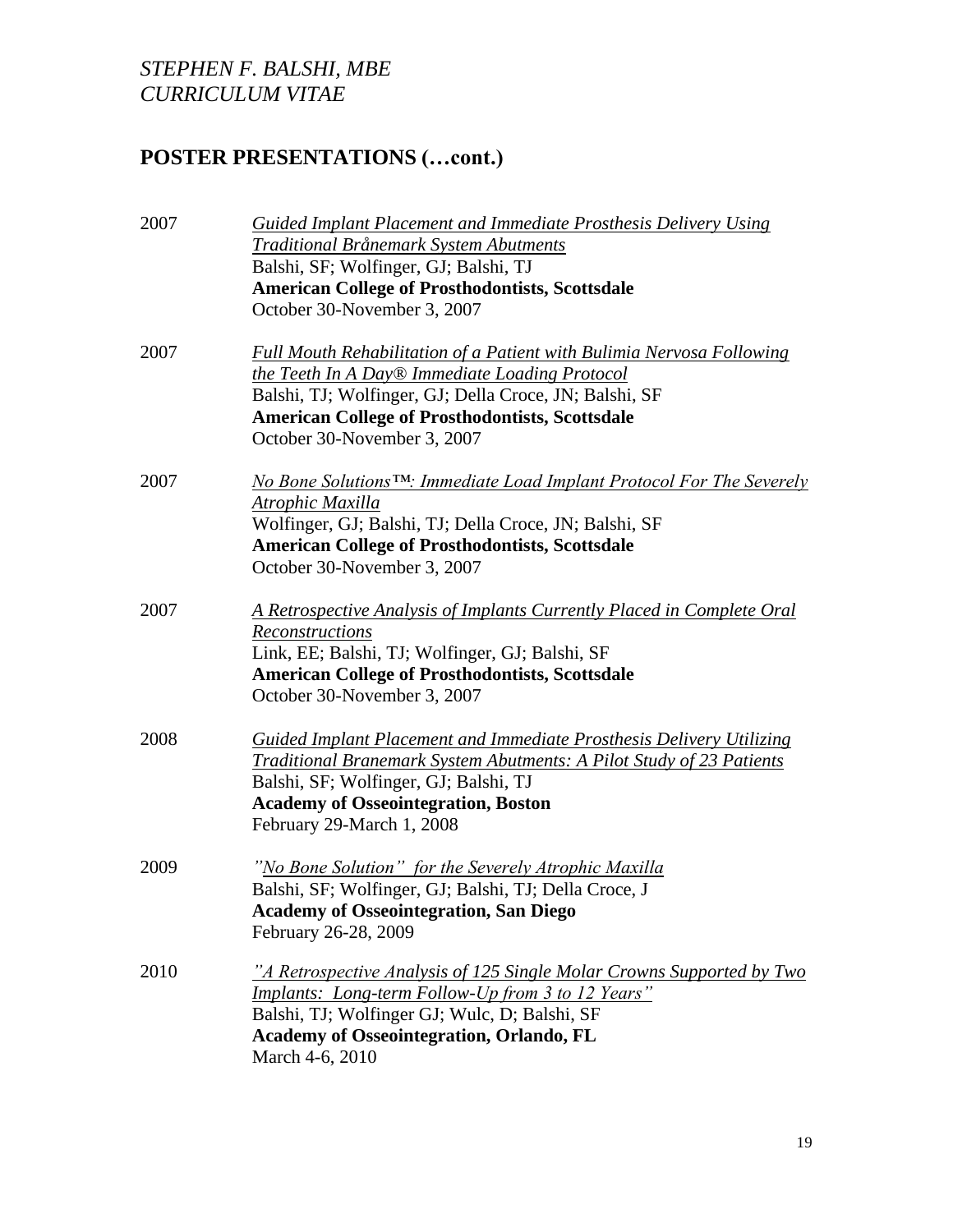## POSTER PRESENTATIONS (…cont.)

2007 *Guided Implant Placement and Immediate Prosthesis Delivery Using Traditional Brånemark System Abutments*
Balshi, SF; Wolfinger, GJ; Balshi, TJ
**American College of Prosthodontists, Scottsdale**
October 30-November 3, 2007

2007 *Full Mouth Rehabilitation of a Patient with Bulimia Nervosa Following the Teeth In A Day® Immediate Loading Protocol*
Balshi, TJ; Wolfinger, GJ; Della Croce, JN; Balshi, SF
**American College of Prosthodontists, Scottsdale**
October 30-November 3, 2007

2007 *No Bone Solutions™: Immediate Load Implant Protocol For The Severely Atrophic Maxilla*
Wolfinger, GJ; Balshi, TJ; Della Croce, JN; Balshi, SF
**American College of Prosthodontists, Scottsdale**
October 30-November 3, 2007

2007 *A Retrospective Analysis of Implants Currently Placed in Complete Oral Reconstructions*
Link, EE; Balshi, TJ; Wolfinger, GJ; Balshi, SF
**American College of Prosthodontists, Scottsdale**
October 30-November 3, 2007

2008 *Guided Implant Placement and Immediate Prosthesis Delivery Utilizing Traditional Branemark System Abutments: A Pilot Study of 23 Patients*
Balshi, SF; Wolfinger, GJ; Balshi, TJ
**Academy of Osseointegration, Boston**
February 29-March 1, 2008

2009 *"No Bone Solution" for the Severely Atrophic Maxilla*
Balshi, SF; Wolfinger, GJ; Balshi, TJ; Della Croce, J
**Academy of Osseointegration, San Diego**
February 26-28, 2009

2010 *"A Retrospective Analysis of 125 Single Molar Crowns Supported by Two Implants: Long-term Follow-Up from 3 to 12 Years"*
Balshi, TJ; Wolfinger GJ; Wulc, D; Balshi, SF
**Academy of Osseointegration, Orlando, FL**
March 4-6, 2010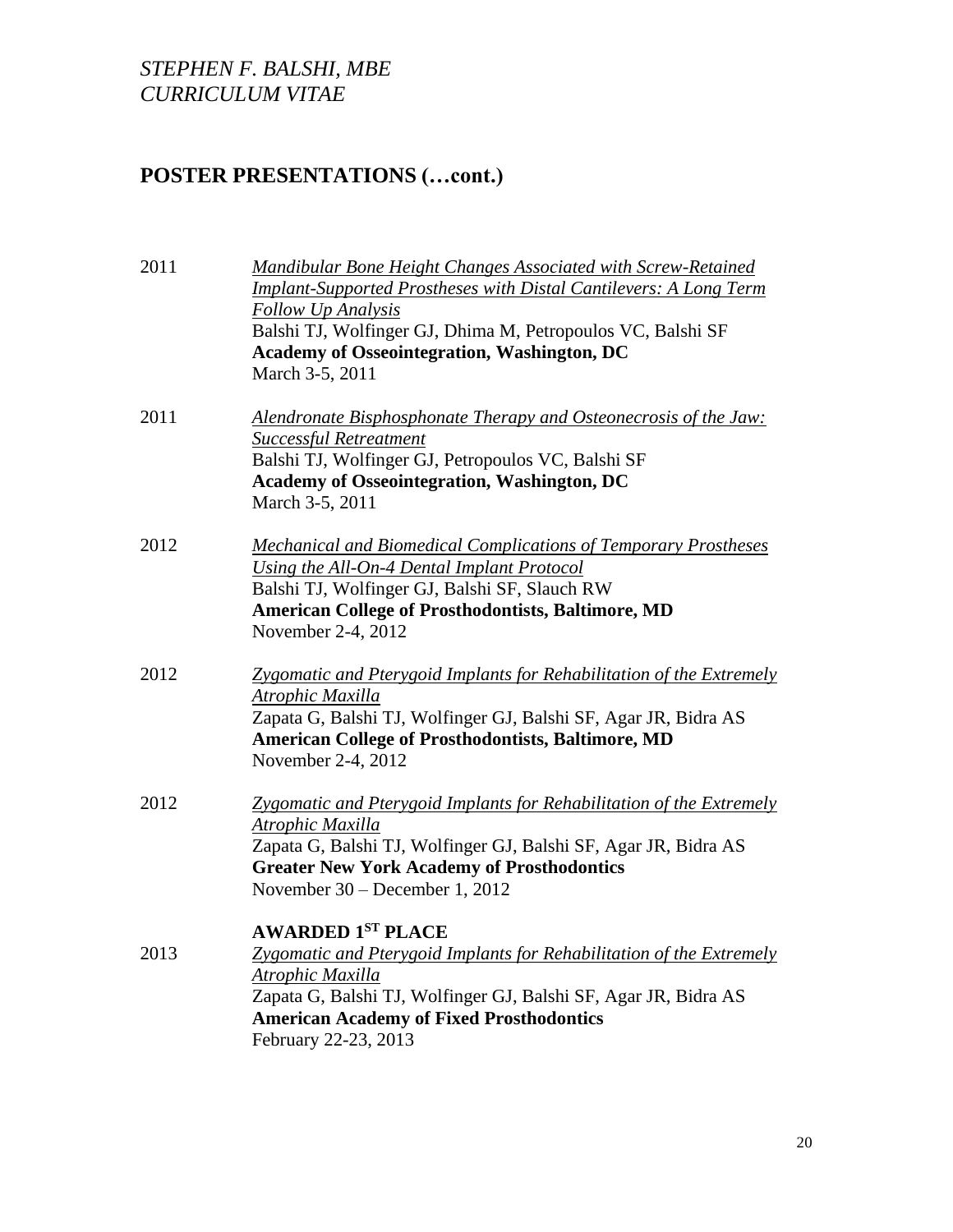## POSTER PRESENTATIONS (…cont.)

2011 *Mandibular Bone Height Changes Associated with Screw-Retained Implant-Supported Prostheses with Distal Cantilevers: A Long Term Follow Up Analysis*
Balshi TJ, Wolfinger GJ, Dhima M, Petropoulos VC, Balshi SF
**Academy of Osseointegration, Washington, DC**
March 3-5, 2011

2011 *Alendronate Bisphosphonate Therapy and Osteonecrosis of the Jaw: Successful Retreatment*
Balshi TJ, Wolfinger GJ, Petropoulos VC, Balshi SF
**Academy of Osseointegration, Washington, DC**
March 3-5, 2011

2012 *Mechanical and Biomedical Complications of Temporary Prostheses Using the All-On-4 Dental Implant Protocol*
Balshi TJ, Wolfinger GJ, Balshi SF, Slauch RW
**American College of Prosthodontists, Baltimore, MD**
November 2-4, 2012

2012 *Zygomatic and Pterygoid Implants for Rehabilitation of the Extremely Atrophic Maxilla*
Zapata G, Balshi TJ, Wolfinger GJ, Balshi SF, Agar JR, Bidra AS
**American College of Prosthodontists, Baltimore, MD**
November 2-4, 2012

2012 *Zygomatic and Pterygoid Implants for Rehabilitation of the Extremely Atrophic Maxilla*
Zapata G, Balshi TJ, Wolfinger GJ, Balshi SF, Agar JR, Bidra AS
**Greater New York Academy of Prosthodontics**
November 30 – December 1, 2012

**AWARDED 1ST PLACE**

2013 *Zygomatic and Pterygoid Implants for Rehabilitation of the Extremely Atrophic Maxilla*
Zapata G, Balshi TJ, Wolfinger GJ, Balshi SF, Agar JR, Bidra AS
**American Academy of Fixed Prosthodontics**
February 22-23, 2013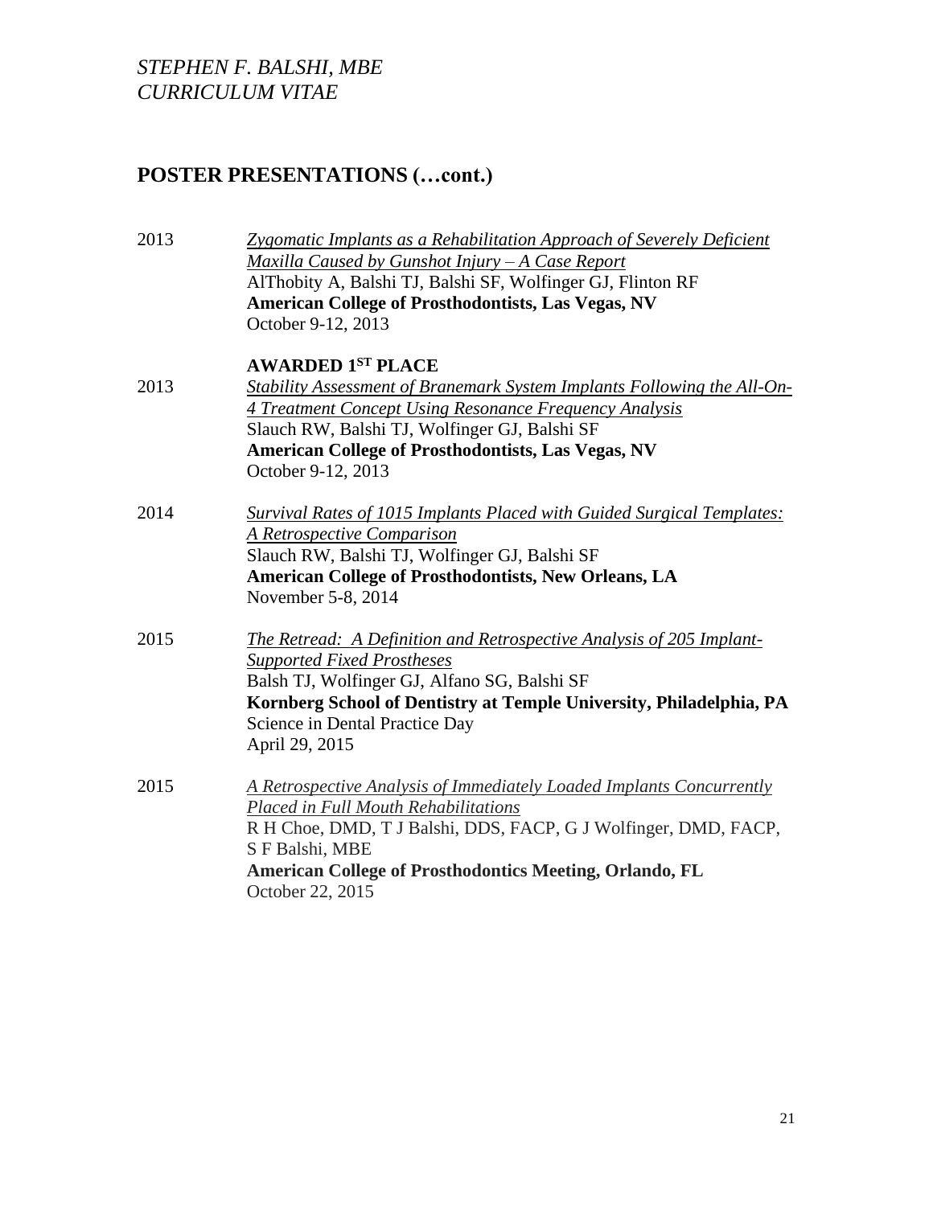## POSTER PRESENTATIONS (…cont.)

2013 *Zygomatic Implants as a Rehabilitation Approach of Severely Deficient Maxilla Caused by Gunshot Injury – A Case Report*
AlThobity A, Balshi TJ, Balshi SF, Wolfinger GJ, Flinton RF
**American College of Prosthodontists, Las Vegas, NV**
October 9-12, 2013

**AWARDED 1ST PLACE**

2013 *Stability Assessment of Branemark System Implants Following the All-On-4 Treatment Concept Using Resonance Frequency Analysis*
Slauch RW, Balshi TJ, Wolfinger GJ, Balshi SF
**American College of Prosthodontists, Las Vegas, NV**
October 9-12, 2013

2014 *Survival Rates of 1015 Implants Placed with Guided Surgical Templates: A Retrospective Comparison*
Slauch RW, Balshi TJ, Wolfinger GJ, Balshi SF
**American College of Prosthodontists, New Orleans, LA**
November 5-8, 2014

2015 *The Retread: A Definition and Retrospective Analysis of 205 Implant-Supported Fixed Prostheses*
Balsh TJ, Wolfinger GJ, Alfano SG, Balshi SF
**Kornberg School of Dentistry at Temple University, Philadelphia, PA**
Science in Dental Practice Day
April 29, 2015

2015 *A Retrospective Analysis of Immediately Loaded Implants Concurrently Placed in Full Mouth Rehabilitations*
R H Choe, DMD, T J Balshi, DDS, FACP, G J Wolfinger, DMD, FACP, S F Balshi, MBE
**American College of Prosthodontics Meeting, Orlando, FL**
October 22, 2015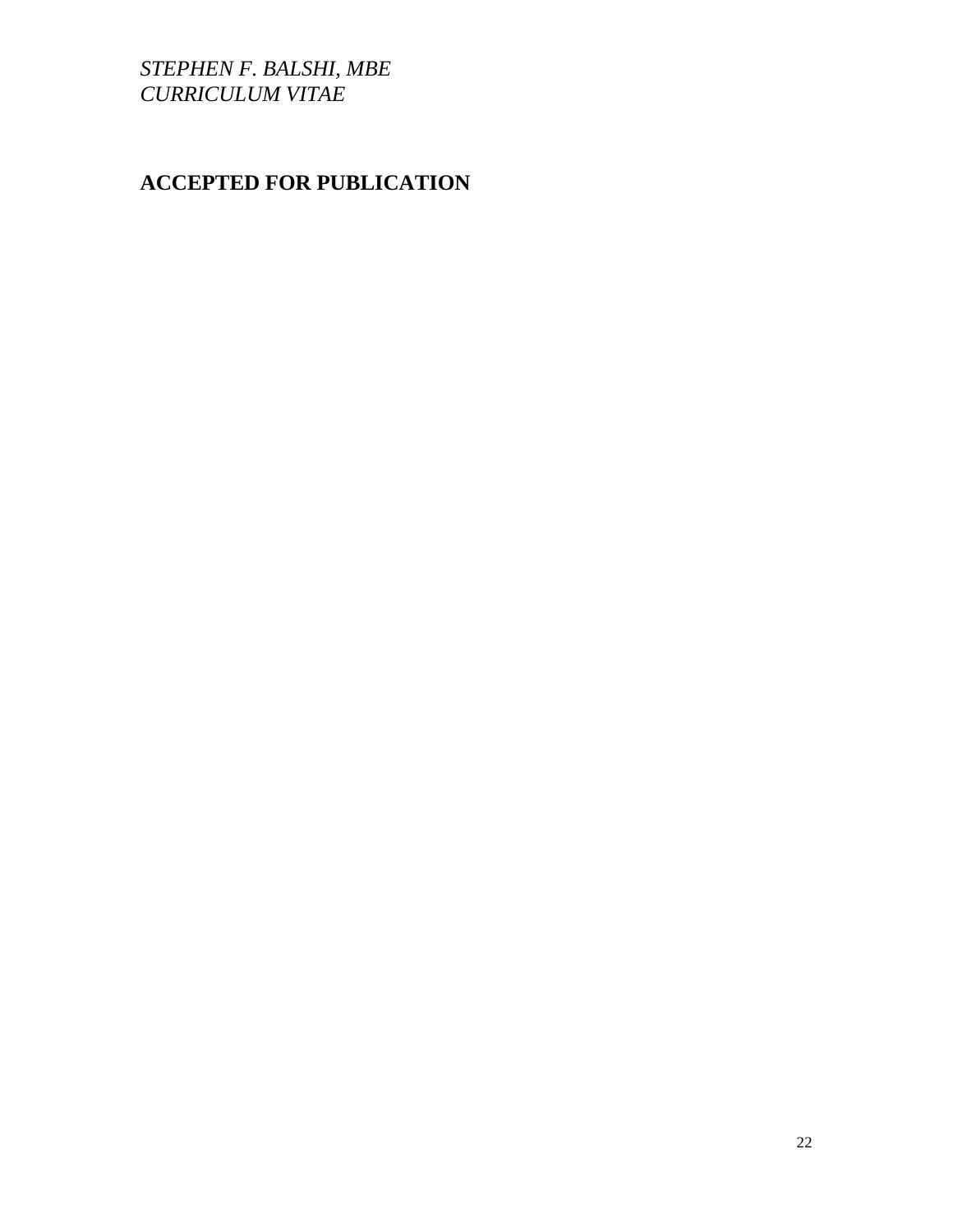## ACCEPTED FOR PUBLICATION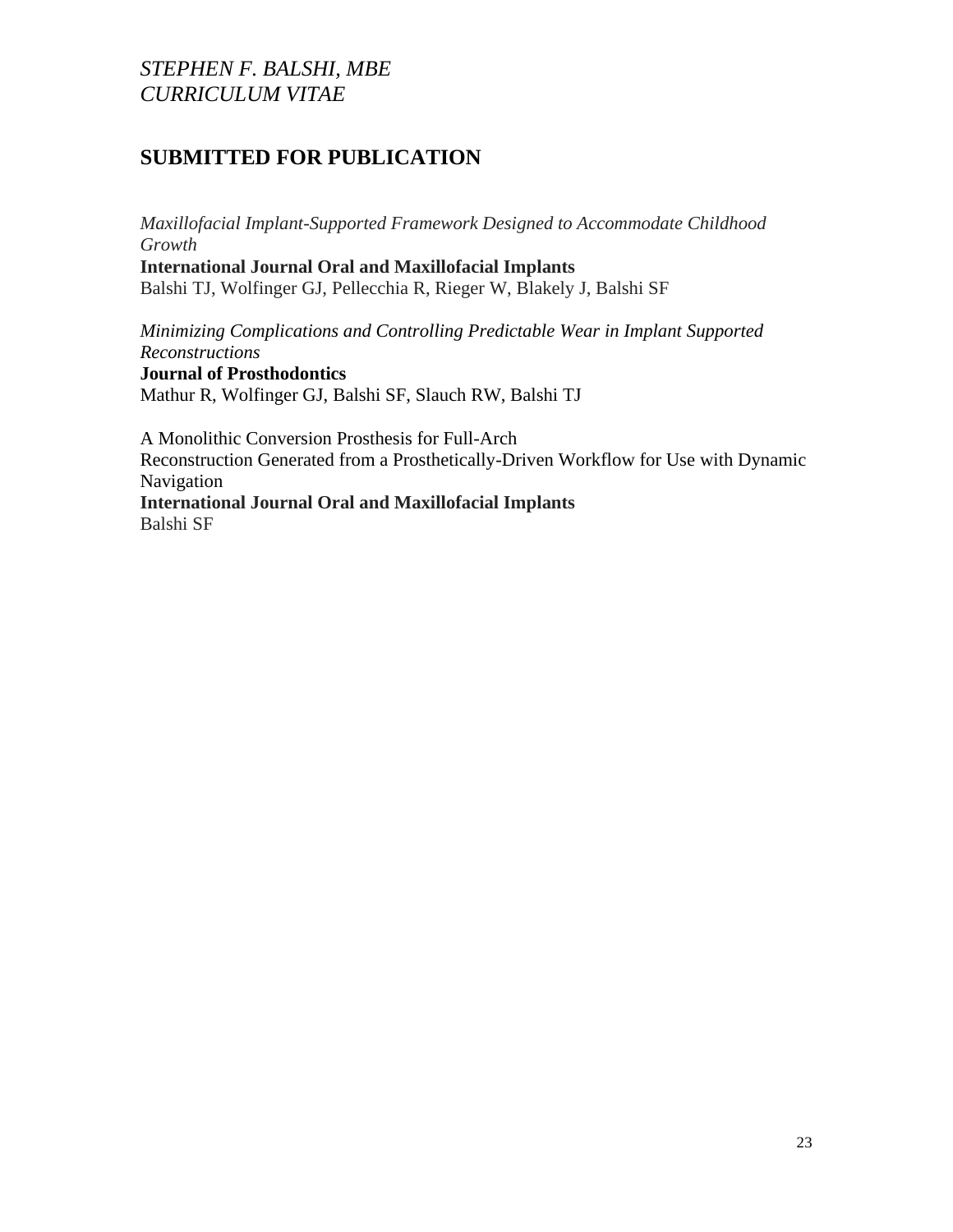## SUBMITTED FOR PUBLICATION

*Maxillofacial Implant-Supported Framework Designed to Accommodate Childhood Growth*
**International Journal Oral and Maxillofacial Implants**
Balshi TJ, Wolfinger GJ, Pellecchia R, Rieger W, Blakely J, Balshi SF

*Minimizing Complications and Controlling Predictable Wear in Implant Supported Reconstructions*
**Journal of Prosthodontics**
Mathur R, Wolfinger GJ, Balshi SF, Slauch RW, Balshi TJ

A Monolithic Conversion Prosthesis for Full-Arch Reconstruction Generated from a Prosthetically-Driven Workflow for Use with Dynamic Navigation
**International Journal Oral and Maxillofacial Implants**
Balshi SF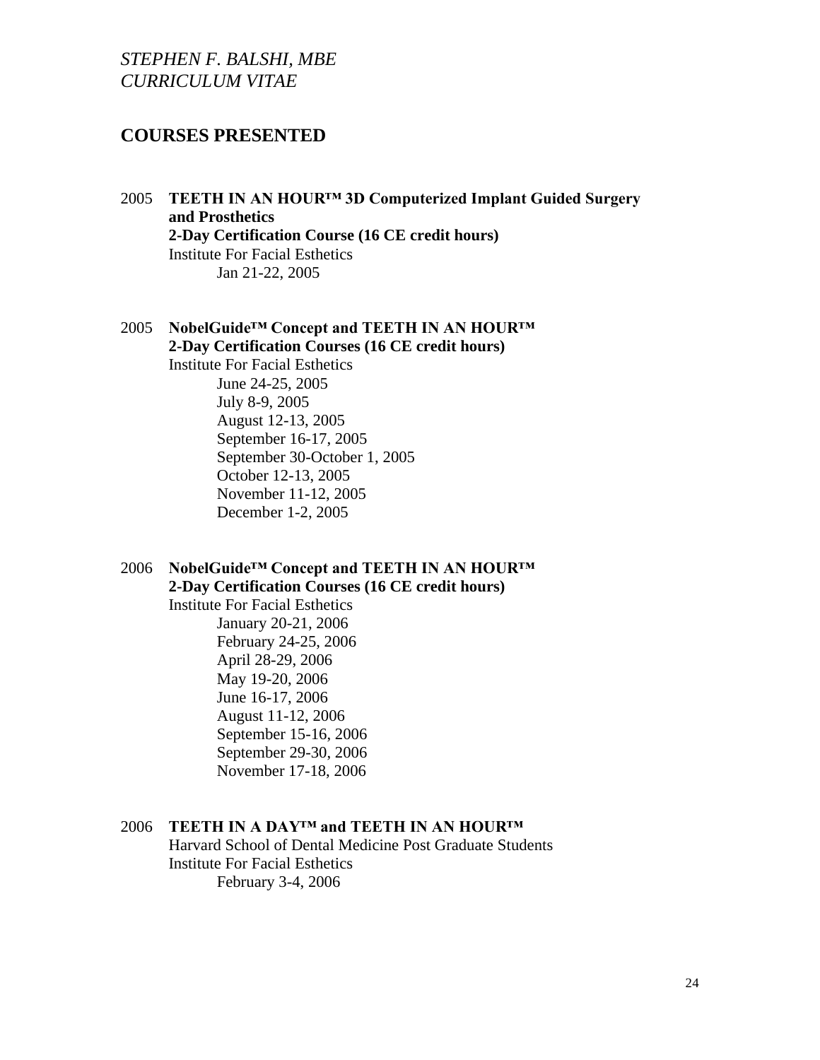*STEPHEN F. BALSHI, MBE*
*CURRICULUM VITAE*

## COURSES PRESENTED

2005 **TEETH IN AN HOUR™ 3D Computerized Implant Guided Surgery and Prosthetics**
**2-Day Certification Course (16 CE credit hours)**
Institute For Facial Esthetics
Jan 21-22, 2005

2005 **NobelGuide™ Concept and TEETH IN AN HOUR™**
**2-Day Certification Courses (16 CE credit hours)**
Institute For Facial Esthetics
June 24-25, 2005
July 8-9, 2005
August 12-13, 2005
September 16-17, 2005
September 30-October 1, 2005
October 12-13, 2005
November 11-12, 2005
December 1-2, 2005

2006 **NobelGuide™ Concept and TEETH IN AN HOUR™**
**2-Day Certification Courses (16 CE credit hours)**
Institute For Facial Esthetics
January 20-21, 2006
February 24-25, 2006
April 28-29, 2006
May 19-20, 2006
June 16-17, 2006
August 11-12, 2006
September 15-16, 2006
September 29-30, 2006
November 17-18, 2006

2006 **TEETH IN A DAY™ and TEETH IN AN HOUR™**
Harvard School of Dental Medicine Post Graduate Students
Institute For Facial Esthetics
February 3-4, 2006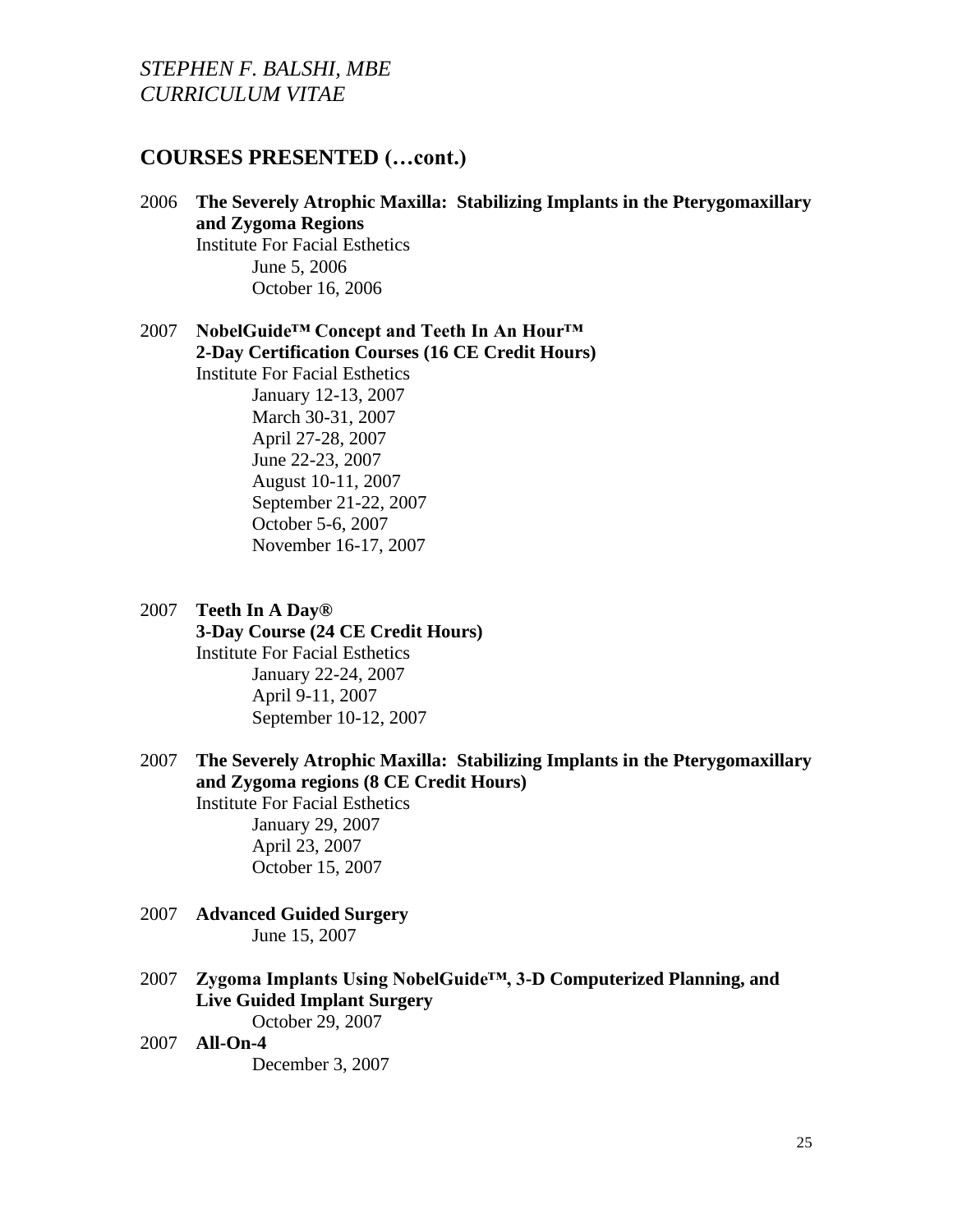## COURSES PRESENTED (…cont.)

2006 **The Severely Atrophic Maxilla: Stabilizing Implants in the Pterygomaxillary and Zygoma Regions**
Institute For Facial Esthetics
June 5, 2006
October 16, 2006

2007 **NobelGuide™ Concept and Teeth In An Hour™**
**2-Day Certification Courses (16 CE Credit Hours)**
Institute For Facial Esthetics
January 12-13, 2007
March 30-31, 2007
April 27-28, 2007
June 22-23, 2007
August 10-11, 2007
September 21-22, 2007
October 5-6, 2007
November 16-17, 2007

2007 **Teeth In A Day®**
**3-Day Course (24 CE Credit Hours)**
Institute For Facial Esthetics
January 22-24, 2007
April 9-11, 2007
September 10-12, 2007

2007 **The Severely Atrophic Maxilla: Stabilizing Implants in the Pterygomaxillary and Zygoma regions (8 CE Credit Hours)**
Institute For Facial Esthetics
January 29, 2007
April 23, 2007
October 15, 2007

2007 **Advanced Guided Surgery**
June 15, 2007

2007 **Zygoma Implants Using NobelGuide™, 3-D Computerized Planning, and Live Guided Implant Surgery**
October 29, 2007

2007 **All-On-4**
December 3, 2007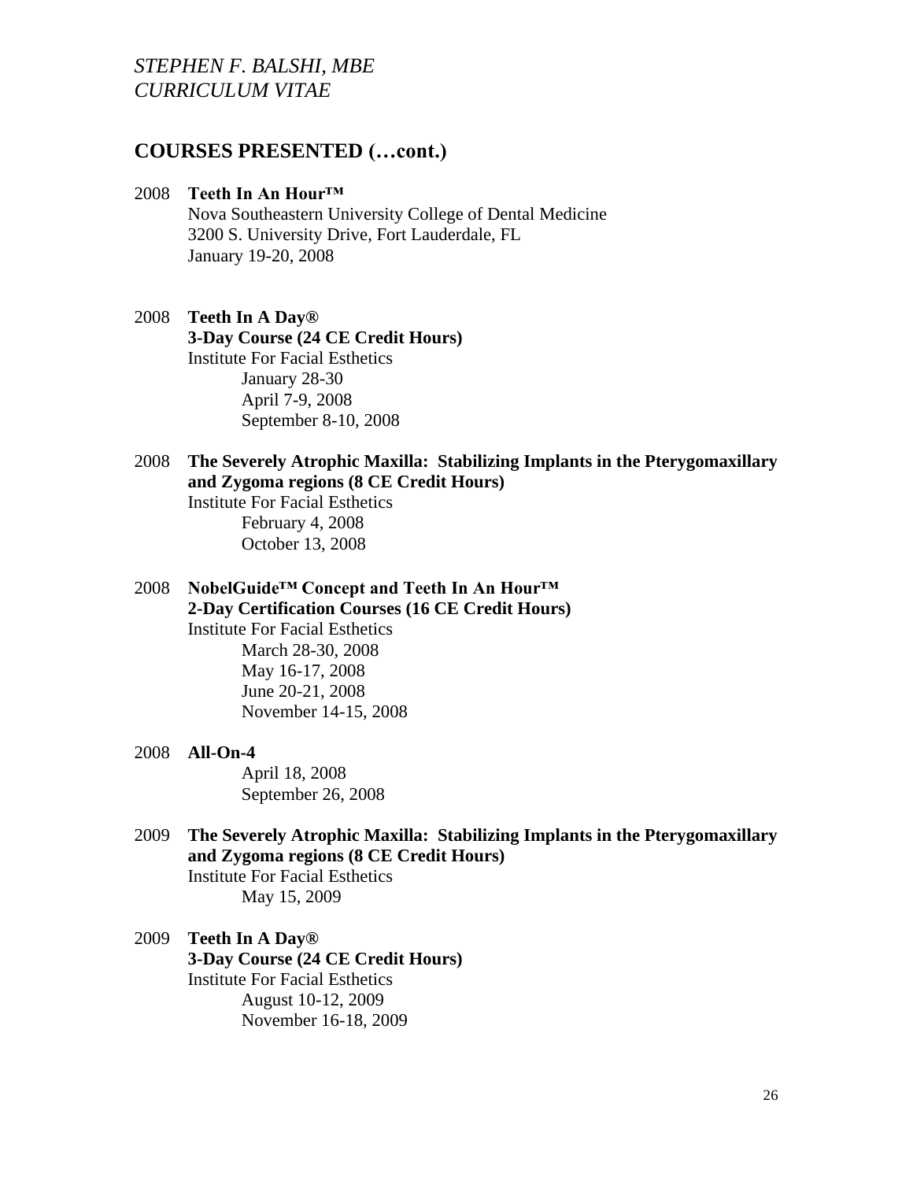## COURSES PRESENTED (…cont.)

2008 **Teeth In An Hour™**
Nova Southeastern University College of Dental Medicine
3200 S. University Drive, Fort Lauderdale, FL
January 19-20, 2008

2008 **Teeth In A Day®**
**3-Day Course (24 CE Credit Hours)**
Institute For Facial Esthetics
- January 28-30
- April 7-9, 2008
- September 8-10, 2008

2008 **The Severely Atrophic Maxilla: Stabilizing Implants in the Pterygomaxillary and Zygoma regions (8 CE Credit Hours)**
Institute For Facial Esthetics
- February 4, 2008
- October 13, 2008

2008 **NobelGuide™ Concept and Teeth In An Hour™**
**2-Day Certification Courses (16 CE Credit Hours)**
Institute For Facial Esthetics
- March 28-30, 2008
- May 16-17, 2008
- June 20-21, 2008
- November 14-15, 2008

2008 **All-On-4**
- April 18, 2008
- September 26, 2008

2009 **The Severely Atrophic Maxilla: Stabilizing Implants in the Pterygomaxillary and Zygoma regions (8 CE Credit Hours)**
Institute For Facial Esthetics
- May 15, 2009

2009 **Teeth In A Day®**
**3-Day Course (24 CE Credit Hours)**
Institute For Facial Esthetics
- August 10-12, 2009
- November 16-18, 2009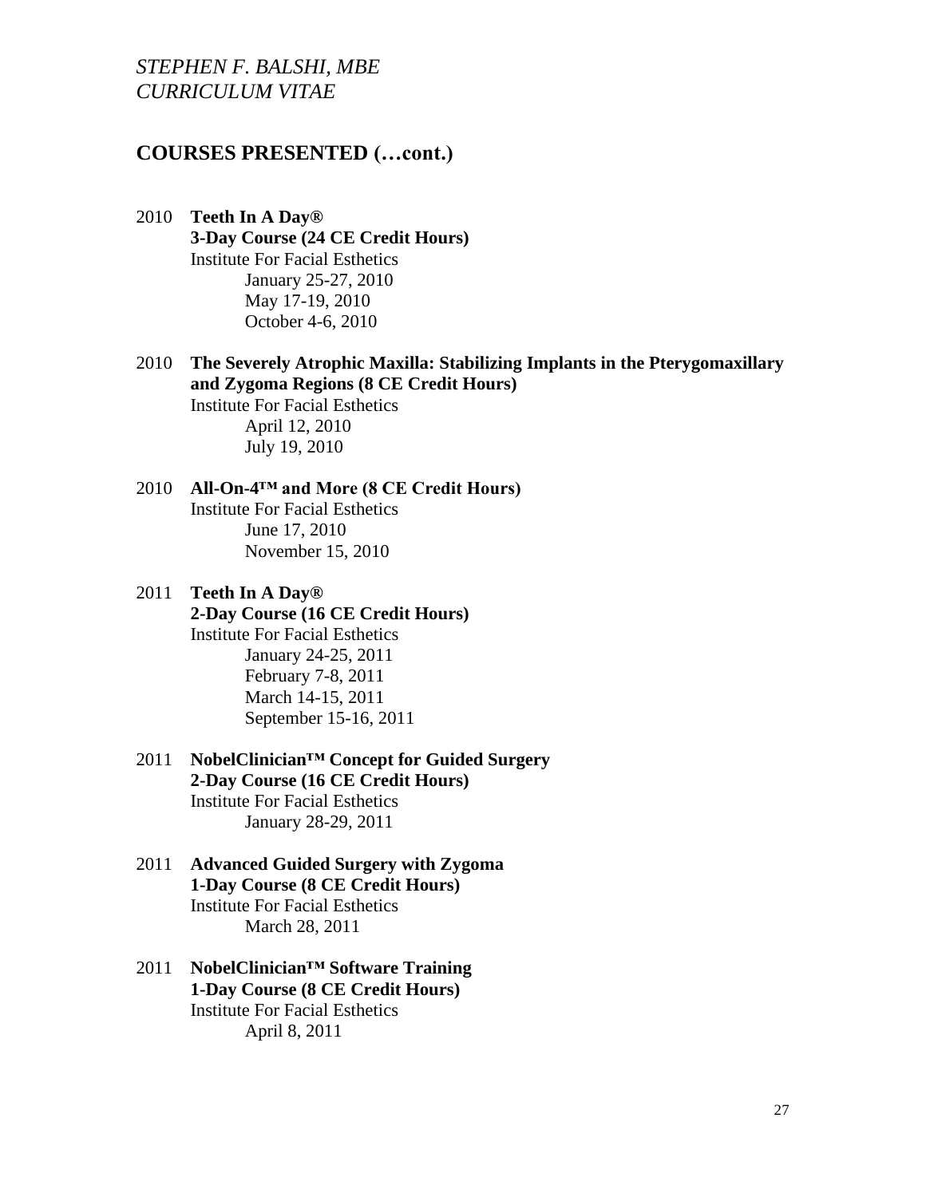## COURSES PRESENTED (…cont.)

2010 **Teeth In A Day®**
**3-Day Course (24 CE Credit Hours)**
Institute For Facial Esthetics
- January 25-27, 2010
- May 17-19, 2010
- October 4-6, 2010

2010 **The Severely Atrophic Maxilla: Stabilizing Implants in the Pterygomaxillary and Zygoma Regions (8 CE Credit Hours)**
Institute For Facial Esthetics
- April 12, 2010
- July 19, 2010

2010 **All-On-4™ and More (8 CE Credit Hours)**
Institute For Facial Esthetics
- June 17, 2010
- November 15, 2010

2011 **Teeth In A Day®**
**2-Day Course (16 CE Credit Hours)**
Institute For Facial Esthetics
- January 24-25, 2011
- February 7-8, 2011
- March 14-15, 2011
- September 15-16, 2011

2011 **NobelClinician™ Concept for Guided Surgery**
**2-Day Course (16 CE Credit Hours)**
Institute For Facial Esthetics
- January 28-29, 2011

2011 **Advanced Guided Surgery with Zygoma**
**1-Day Course (8 CE Credit Hours)**
Institute For Facial Esthetics
- March 28, 2011

2011 **NobelClinician™ Software Training**
**1-Day Course (8 CE Credit Hours)**
Institute For Facial Esthetics
- April 8, 2011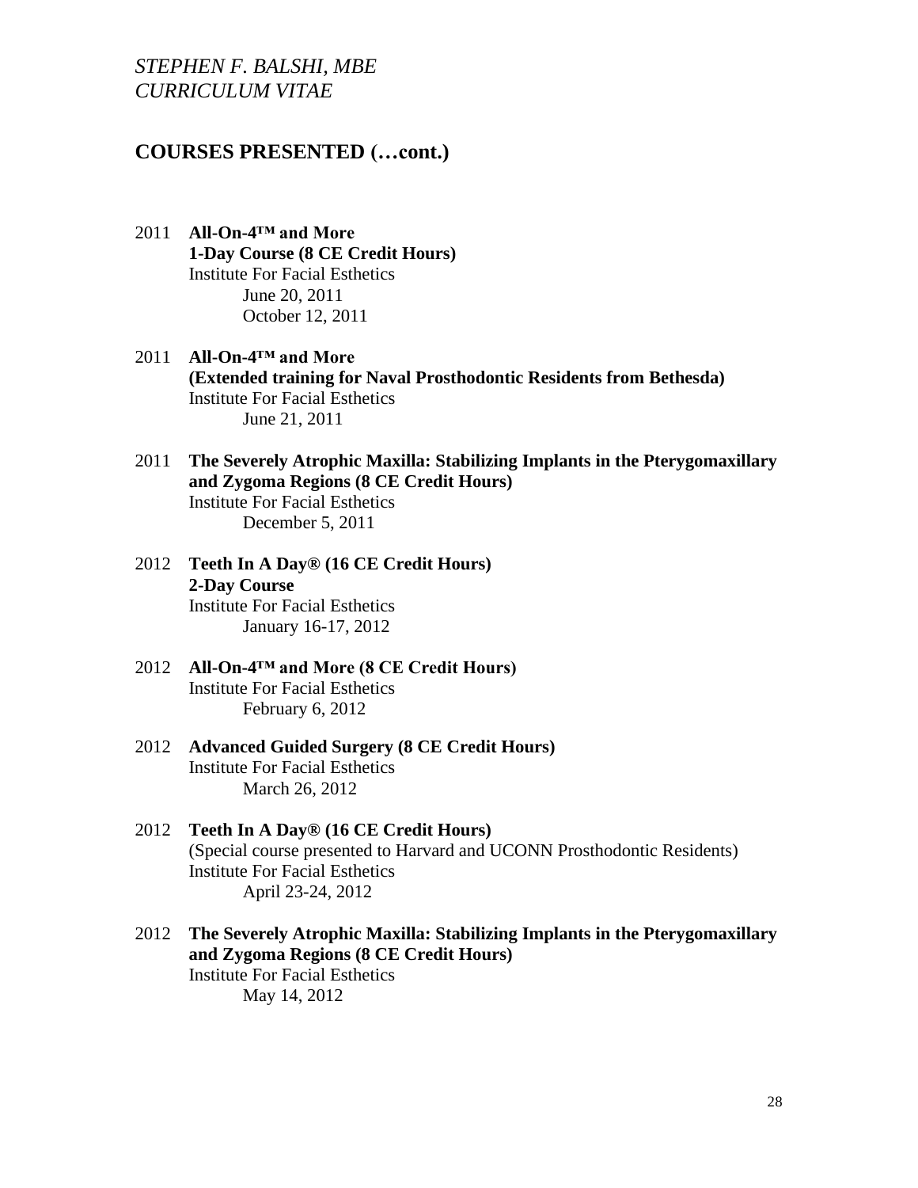## COURSES PRESENTED (…cont.)

2011 **All-On-4™ and More**
**1-Day Course (8 CE Credit Hours)**
Institute For Facial Esthetics
June 20, 2011
October 12, 2011

2011 **All-On-4™ and More**
**(Extended training for Naval Prosthodontic Residents from Bethesda)**
Institute For Facial Esthetics
June 21, 2011

2011 **The Severely Atrophic Maxilla: Stabilizing Implants in the Pterygomaxillary and Zygoma Regions (8 CE Credit Hours)**
Institute For Facial Esthetics
December 5, 2011

2012 **Teeth In A Day® (16 CE Credit Hours)**
**2-Day Course**
Institute For Facial Esthetics
January 16-17, 2012

2012 **All-On-4™ and More (8 CE Credit Hours)**
Institute For Facial Esthetics
February 6, 2012

2012 **Advanced Guided Surgery (8 CE Credit Hours)**
Institute For Facial Esthetics
March 26, 2012

2012 **Teeth In A Day® (16 CE Credit Hours)**
(Special course presented to Harvard and UCONN Prosthodontic Residents)
Institute For Facial Esthetics
April 23-24, 2012

2012 **The Severely Atrophic Maxilla: Stabilizing Implants in the Pterygomaxillary and Zygoma Regions (8 CE Credit Hours)**
Institute For Facial Esthetics
May 14, 2012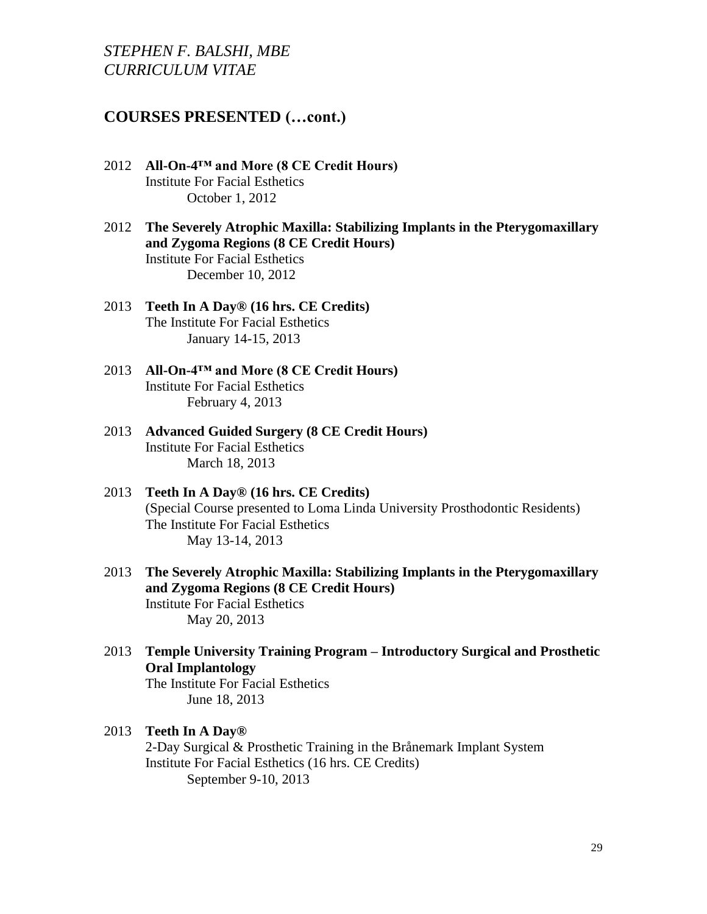## COURSES PRESENTED (…cont.)

2012 **All-On-4™ and More (8 CE Credit Hours)**
Institute For Facial Esthetics
October 1, 2012

2012 **The Severely Atrophic Maxilla: Stabilizing Implants in the Pterygomaxillary and Zygoma Regions (8 CE Credit Hours)**
Institute For Facial Esthetics
December 10, 2012

2013 **Teeth In A Day® (16 hrs. CE Credits)**
The Institute For Facial Esthetics
January 14-15, 2013

2013 **All-On-4™ and More (8 CE Credit Hours)**
Institute For Facial Esthetics
February 4, 2013

2013 **Advanced Guided Surgery (8 CE Credit Hours)**
Institute For Facial Esthetics
March 18, 2013

2013 **Teeth In A Day® (16 hrs. CE Credits)**
(Special Course presented to Loma Linda University Prosthodontic Residents)
The Institute For Facial Esthetics
May 13-14, 2013

2013 **The Severely Atrophic Maxilla: Stabilizing Implants in the Pterygomaxillary and Zygoma Regions (8 CE Credit Hours)**
Institute For Facial Esthetics
May 20, 2013

2013 **Temple University Training Program – Introductory Surgical and Prosthetic Oral Implantology**
The Institute For Facial Esthetics
June 18, 2013

2013 **Teeth In A Day®**
2-Day Surgical & Prosthetic Training in the Brånemark Implant System
Institute For Facial Esthetics (16 hrs. CE Credits)
September 9-10, 2013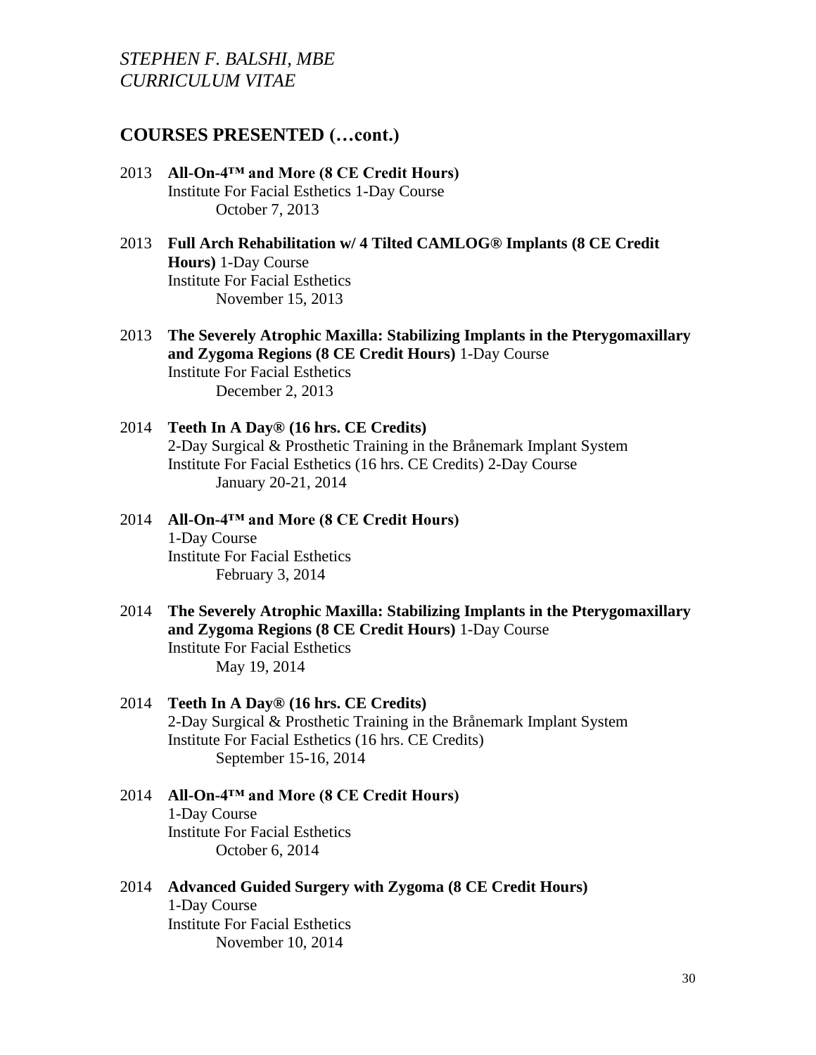## COURSES PRESENTED (…cont.)

2013 **All-On-4™ and More (8 CE Credit Hours)**
Institute For Facial Esthetics 1-Day Course
October 7, 2013

2013 **Full Arch Rehabilitation w/ 4 Tilted CAMLOG® Implants (8 CE Credit Hours)** 1-Day Course
Institute For Facial Esthetics
November 15, 2013

2013 **The Severely Atrophic Maxilla: Stabilizing Implants in the Pterygomaxillary and Zygoma Regions (8 CE Credit Hours)** 1-Day Course
Institute For Facial Esthetics
December 2, 2013

2014 **Teeth In A Day® (16 hrs. CE Credits)**
2-Day Surgical & Prosthetic Training in the Brånemark Implant System
Institute For Facial Esthetics (16 hrs. CE Credits) 2-Day Course
January 20-21, 2014

2014 **All-On-4™ and More (8 CE Credit Hours)**
1-Day Course
Institute For Facial Esthetics
February 3, 2014

2014 **The Severely Atrophic Maxilla: Stabilizing Implants in the Pterygomaxillary and Zygoma Regions (8 CE Credit Hours)** 1-Day Course
Institute For Facial Esthetics
May 19, 2014

2014 **Teeth In A Day® (16 hrs. CE Credits)**
2-Day Surgical & Prosthetic Training in the Brånemark Implant System
Institute For Facial Esthetics (16 hrs. CE Credits)
September 15-16, 2014

2014 **All-On-4™ and More (8 CE Credit Hours)**
1-Day Course
Institute For Facial Esthetics
October 6, 2014

2014 **Advanced Guided Surgery with Zygoma (8 CE Credit Hours)**
1-Day Course
Institute For Facial Esthetics
November 10, 2014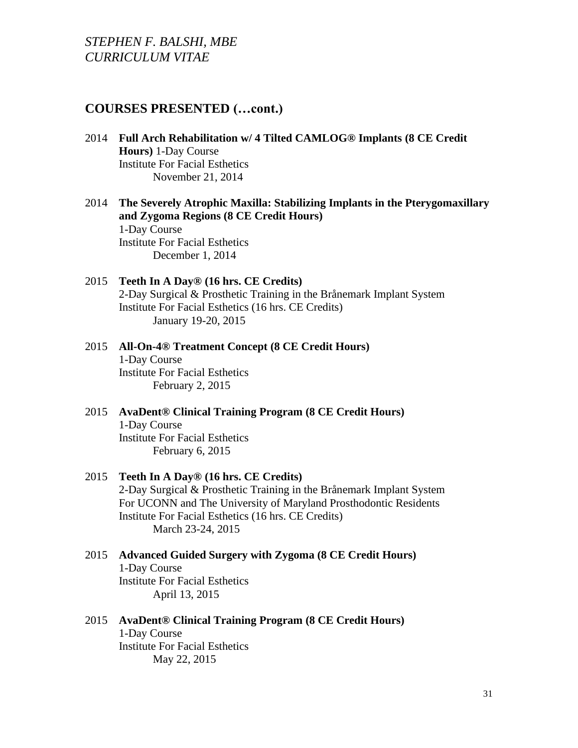## COURSES PRESENTED (…cont.)

2014 **Full Arch Rehabilitation w/ 4 Tilted CAMLOG® Implants (8 CE Credit Hours)** 1-Day Course
Institute For Facial Esthetics
November 21, 2014

2014 **The Severely Atrophic Maxilla: Stabilizing Implants in the Pterygomaxillary and Zygoma Regions (8 CE Credit Hours)**
1-Day Course
Institute For Facial Esthetics
December 1, 2014

2015 **Teeth In A Day® (16 hrs. CE Credits)**
2-Day Surgical & Prosthetic Training in the Brånemark Implant System
Institute For Facial Esthetics (16 hrs. CE Credits)
January 19-20, 2015

2015 **All-On-4® Treatment Concept (8 CE Credit Hours)**
1-Day Course
Institute For Facial Esthetics
February 2, 2015

2015 **AvaDent® Clinical Training Program (8 CE Credit Hours)**
1-Day Course
Institute For Facial Esthetics
February 6, 2015

2015 **Teeth In A Day® (16 hrs. CE Credits)**
2-Day Surgical & Prosthetic Training in the Brånemark Implant System
For UCONN and The University of Maryland Prosthodontic Residents
Institute For Facial Esthetics (16 hrs. CE Credits)
March 23-24, 2015

2015 **Advanced Guided Surgery with Zygoma (8 CE Credit Hours)**
1-Day Course
Institute For Facial Esthetics
April 13, 2015

2015 **AvaDent® Clinical Training Program (8 CE Credit Hours)**
1-Day Course
Institute For Facial Esthetics
May 22, 2015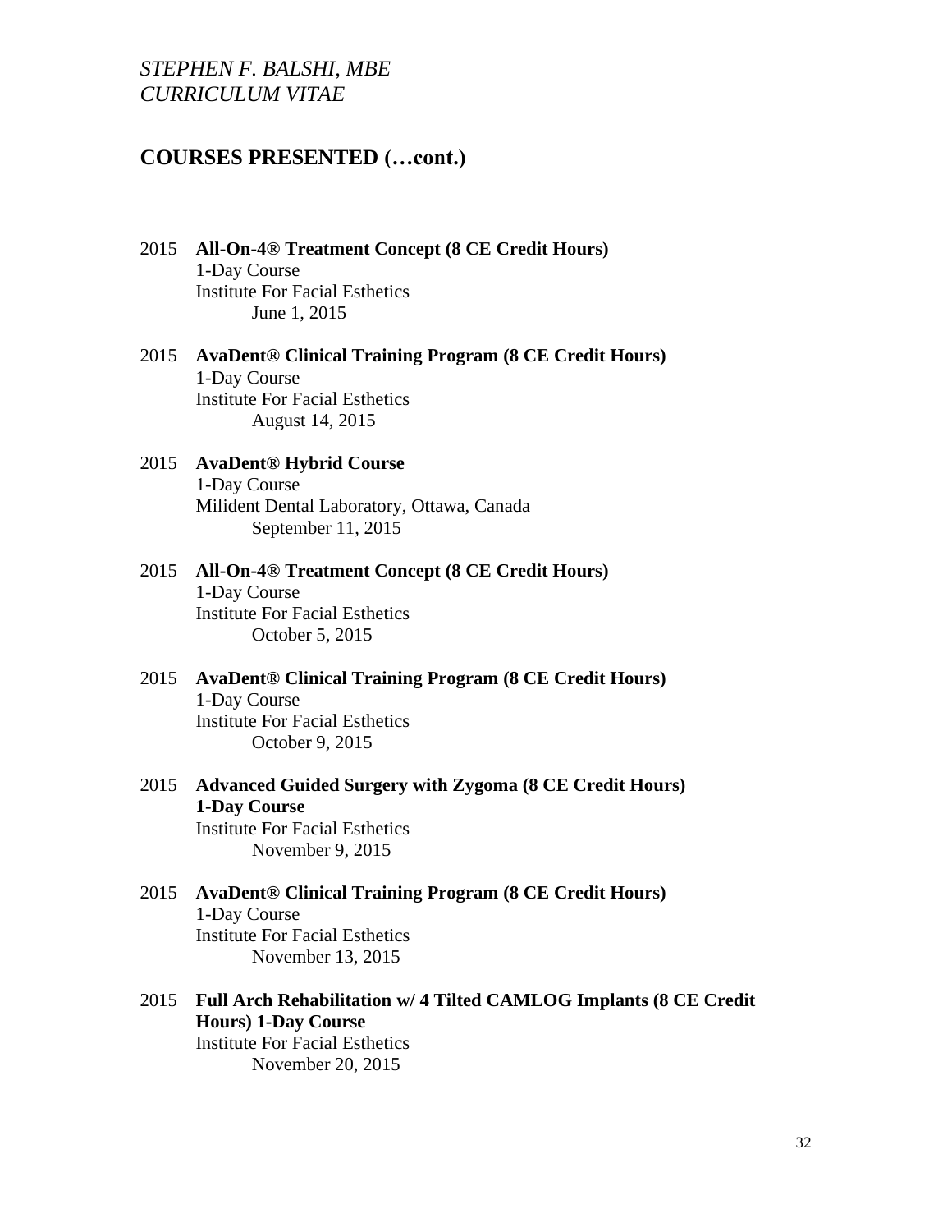## COURSES PRESENTED (…cont.)

2015 **All-On-4® Treatment Concept (8 CE Credit Hours)**
1-Day Course
Institute For Facial Esthetics
June 1, 2015

2015 **AvaDent® Clinical Training Program (8 CE Credit Hours)**
1-Day Course
Institute For Facial Esthetics
August 14, 2015

2015 **AvaDent® Hybrid Course**
1-Day Course
Milident Dental Laboratory, Ottawa, Canada
September 11, 2015

2015 **All-On-4® Treatment Concept (8 CE Credit Hours)**
1-Day Course
Institute For Facial Esthetics
October 5, 2015

2015 **AvaDent® Clinical Training Program (8 CE Credit Hours)**
1-Day Course
Institute For Facial Esthetics
October 9, 2015

2015 **Advanced Guided Surgery with Zygoma (8 CE Credit Hours)**
**1-Day Course**
Institute For Facial Esthetics
November 9, 2015

2015 **AvaDent® Clinical Training Program (8 CE Credit Hours)**
1-Day Course
Institute For Facial Esthetics
November 13, 2015

2015 **Full Arch Rehabilitation w/ 4 Tilted CAMLOG Implants (8 CE Credit Hours) 1-Day Course**
Institute For Facial Esthetics
November 20, 2015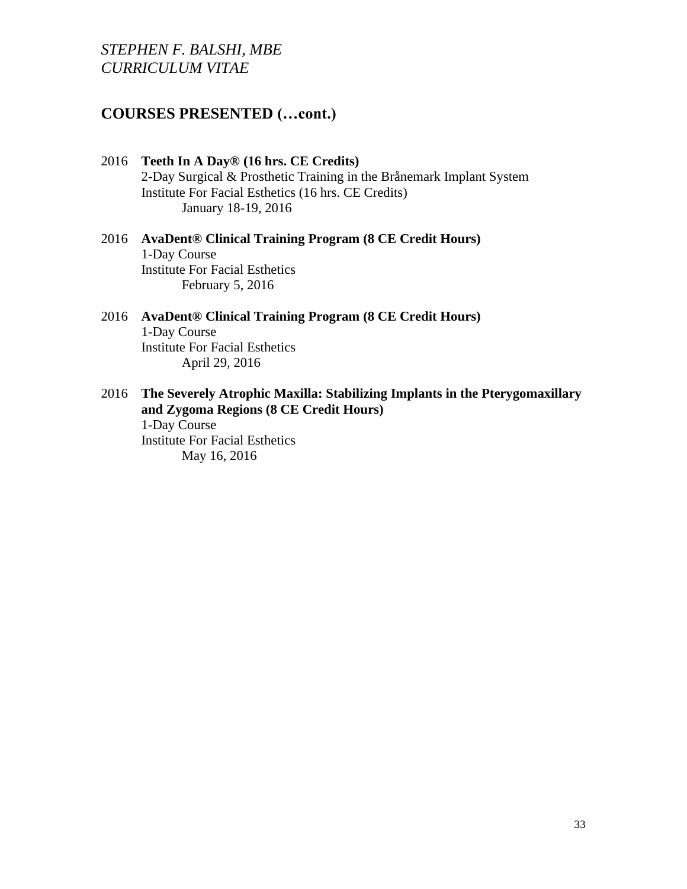## COURSES PRESENTED (…cont.)

2016 **Teeth In A Day® (16 hrs. CE Credits)**
2-Day Surgical & Prosthetic Training in the Brånemark Implant System
Institute For Facial Esthetics (16 hrs. CE Credits)
January 18-19, 2016

2016 **AvaDent® Clinical Training Program (8 CE Credit Hours)**
1-Day Course
Institute For Facial Esthetics
February 5, 2016

2016 **AvaDent® Clinical Training Program (8 CE Credit Hours)**
1-Day Course
Institute For Facial Esthetics
April 29, 2016

2016 **The Severely Atrophic Maxilla: Stabilizing Implants in the Pterygomaxillary and Zygoma Regions (8 CE Credit Hours)**
1-Day Course
Institute For Facial Esthetics
May 16, 2016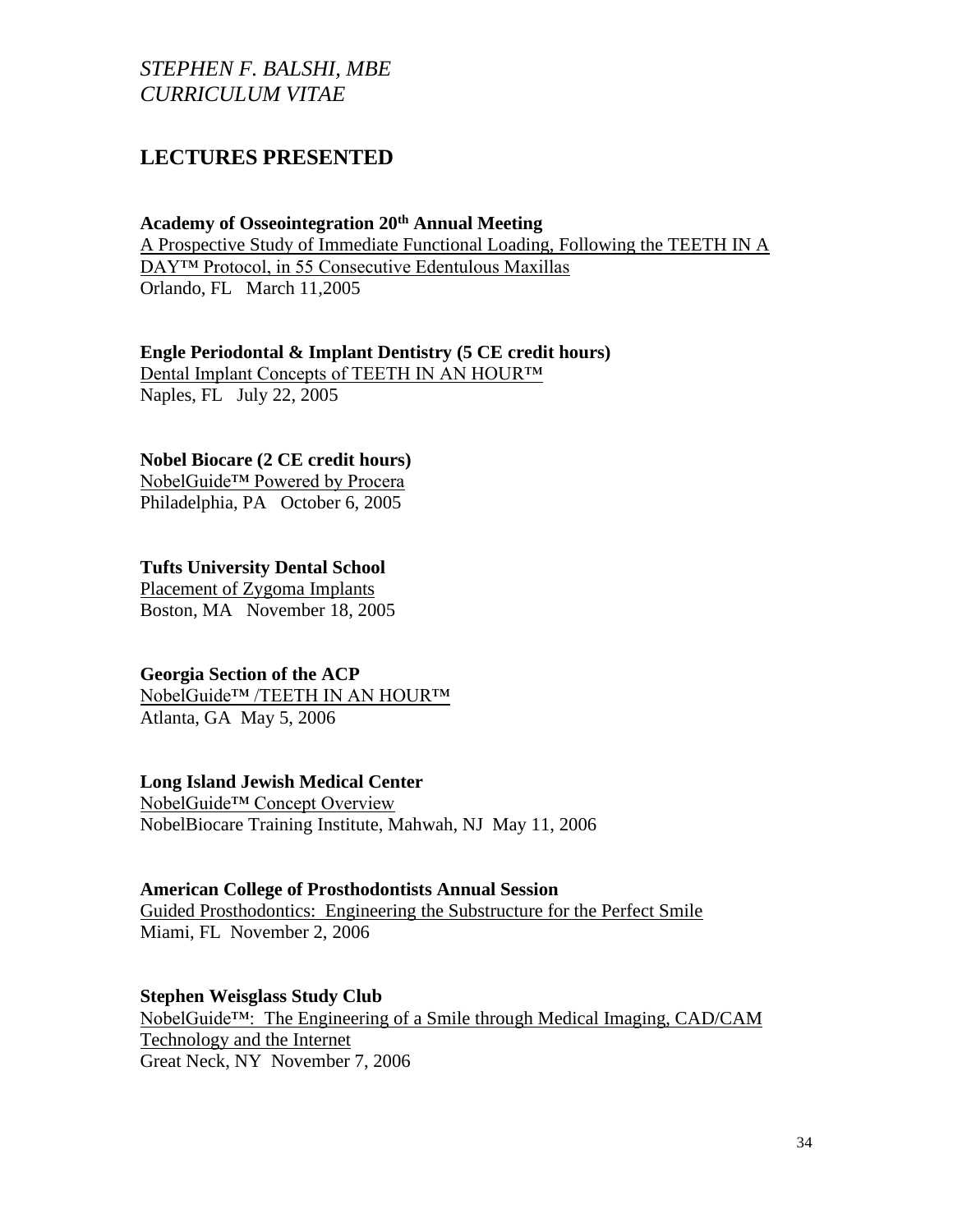*STEPHEN F. BALSHI, MBE*
*CURRICULUM VITAE*

## LECTURES PRESENTED

**Academy of Osseointegration 20th Annual Meeting**
A Prospective Study of Immediate Functional Loading, Following the TEETH IN A DAY™ Protocol, in 55 Consecutive Edentulous Maxillas
Orlando, FL March 11,2005

**Engle Periodontal & Implant Dentistry (5 CE credit hours)**
Dental Implant Concepts of TEETH IN AN HOUR™
Naples, FL July 22, 2005

**Nobel Biocare (2 CE credit hours)**
NobelGuide™ Powered by Procera
Philadelphia, PA October 6, 2005

**Tufts University Dental School**
Placement of Zygoma Implants
Boston, MA November 18, 2005

**Georgia Section of the ACP**
NobelGuide™ /TEETH IN AN HOUR™
Atlanta, GA May 5, 2006

**Long Island Jewish Medical Center**
NobelGuide™ Concept Overview
NobelBiocare Training Institute, Mahwah, NJ May 11, 2006

**American College of Prosthodontists Annual Session**
Guided Prosthodontics: Engineering the Substructure for the Perfect Smile
Miami, FL November 2, 2006

**Stephen Weisglass Study Club**
NobelGuide™: The Engineering of a Smile through Medical Imaging, CAD/CAM Technology and the Internet
Great Neck, NY November 7, 2006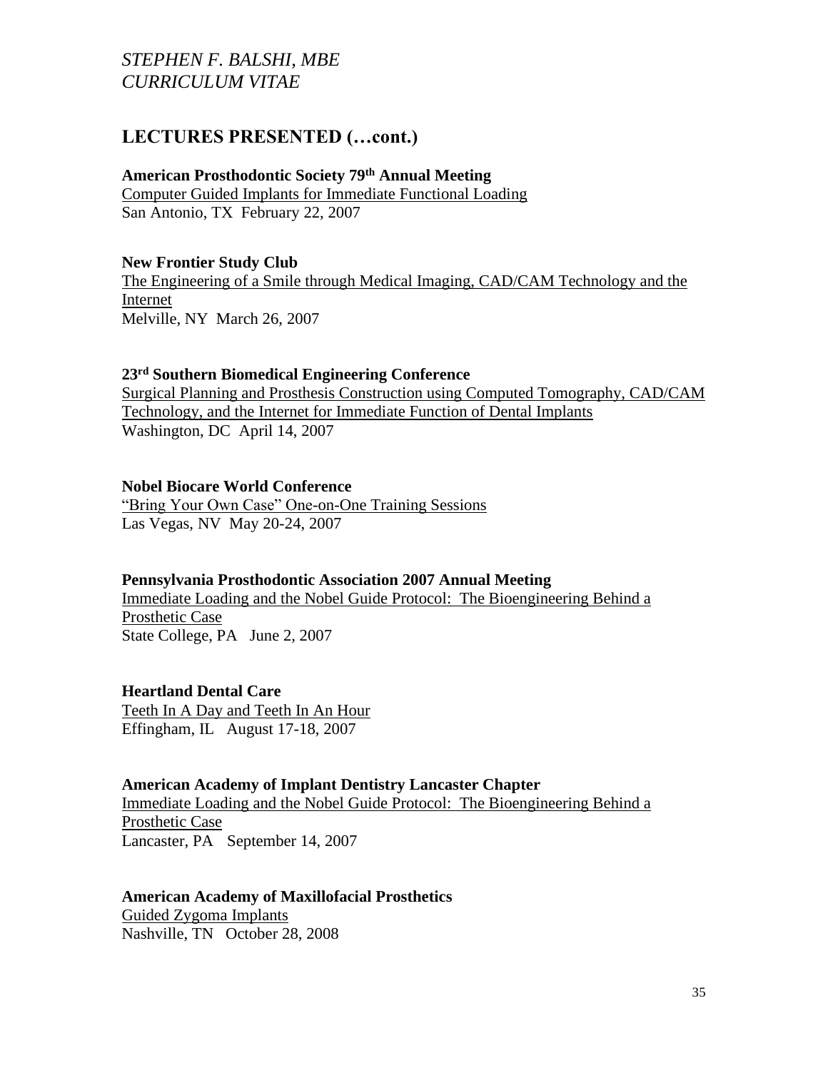## LECTURES PRESENTED (…cont.)

**American Prosthodontic Society 79th Annual Meeting**
Computer Guided Implants for Immediate Functional Loading
San Antonio, TX February 22, 2007

**New Frontier Study Club**
The Engineering of a Smile through Medical Imaging, CAD/CAM Technology and the Internet
Melville, NY March 26, 2007

**23rd Southern Biomedical Engineering Conference**
Surgical Planning and Prosthesis Construction using Computed Tomography, CAD/CAM Technology, and the Internet for Immediate Function of Dental Implants
Washington, DC April 14, 2007

**Nobel Biocare World Conference**
"Bring Your Own Case" One-on-One Training Sessions
Las Vegas, NV May 20-24, 2007

**Pennsylvania Prosthodontic Association 2007 Annual Meeting**
Immediate Loading and the Nobel Guide Protocol: The Bioengineering Behind a Prosthetic Case
State College, PA June 2, 2007

**Heartland Dental Care**
Teeth In A Day and Teeth In An Hour
Effingham, IL August 17-18, 2007

**American Academy of Implant Dentistry Lancaster Chapter**
Immediate Loading and the Nobel Guide Protocol: The Bioengineering Behind a Prosthetic Case
Lancaster, PA September 14, 2007

**American Academy of Maxillofacial Prosthetics**
Guided Zygoma Implants
Nashville, TN October 28, 2008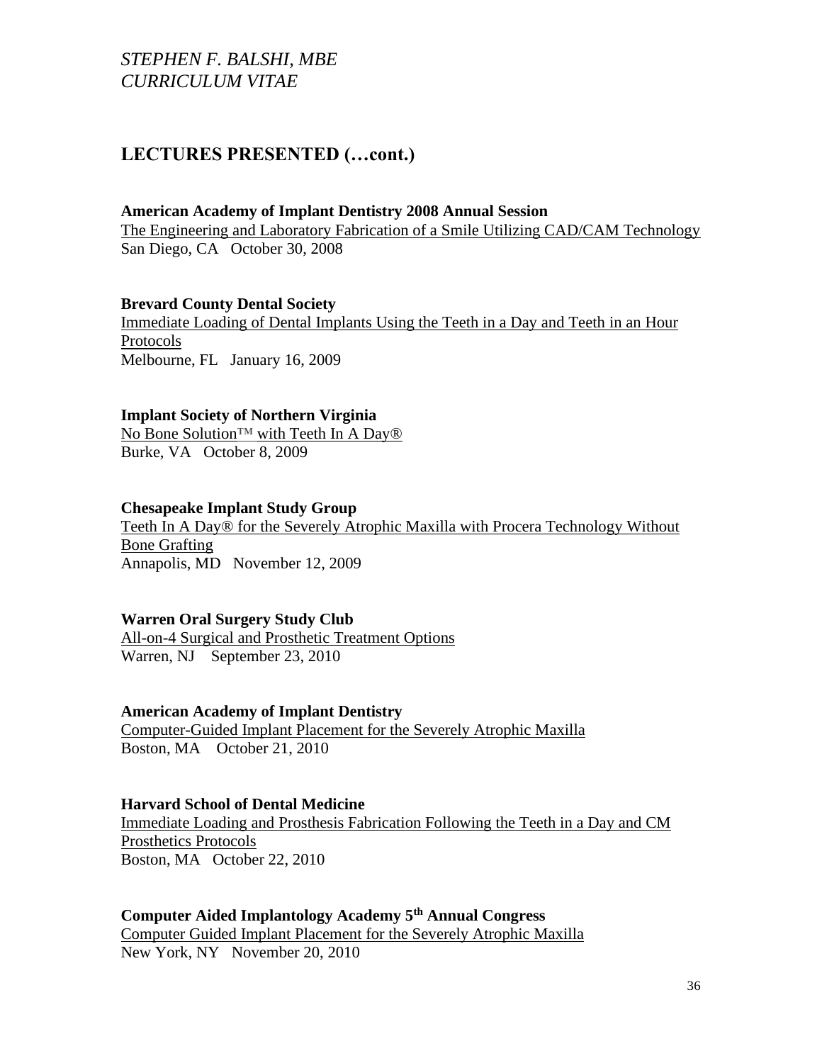## LECTURES PRESENTED (…cont.)

**American Academy of Implant Dentistry 2008 Annual Session**
The Engineering and Laboratory Fabrication of a Smile Utilizing CAD/CAM Technology
San Diego, CA October 30, 2008

**Brevard County Dental Society**
Immediate Loading of Dental Implants Using the Teeth in a Day and Teeth in an Hour Protocols
Melbourne, FL January 16, 2009

**Implant Society of Northern Virginia**
No Bone Solution™ with Teeth In A Day®
Burke, VA October 8, 2009

**Chesapeake Implant Study Group**
Teeth In A Day® for the Severely Atrophic Maxilla with Procera Technology Without Bone Grafting
Annapolis, MD November 12, 2009

**Warren Oral Surgery Study Club**
All-on-4 Surgical and Prosthetic Treatment Options
Warren, NJ September 23, 2010

**American Academy of Implant Dentistry**
Computer-Guided Implant Placement for the Severely Atrophic Maxilla
Boston, MA October 21, 2010

**Harvard School of Dental Medicine**
Immediate Loading and Prosthesis Fabrication Following the Teeth in a Day and CM Prosthetics Protocols
Boston, MA October 22, 2010

**Computer Aided Implantology Academy 5th Annual Congress**
Computer Guided Implant Placement for the Severely Atrophic Maxilla
New York, NY November 20, 2010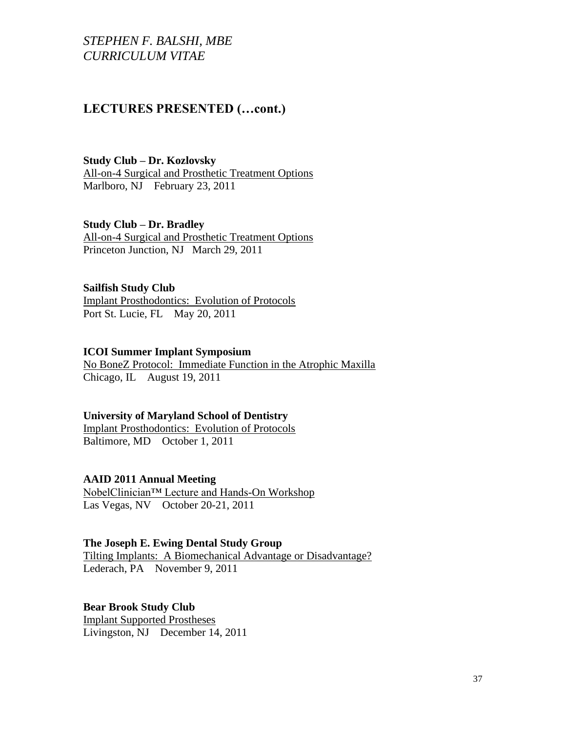## LECTURES PRESENTED (…cont.)

**Study Club – Dr. Kozlovsky**
All-on-4 Surgical and Prosthetic Treatment Options
Marlboro, NJ    February 23, 2011

**Study Club – Dr. Bradley**
All-on-4 Surgical and Prosthetic Treatment Options
Princeton Junction, NJ   March 29, 2011

**Sailfish Study Club**
Implant Prosthodontics:  Evolution of Protocols
Port St. Lucie, FL    May 20, 2011

**ICOI Summer Implant Symposium**
No BoneZ Protocol:  Immediate Function in the Atrophic Maxilla
Chicago, IL    August 19, 2011

**University of Maryland School of Dentistry**
Implant Prosthodontics:  Evolution of Protocols
Baltimore, MD    October 1, 2011

**AAID 2011 Annual Meeting**
NobelClinician™ Lecture and Hands-On Workshop
Las Vegas, NV    October 20-21, 2011

**The Joseph E. Ewing Dental Study Group**
Tilting Implants:  A Biomechanical Advantage or Disadvantage?
Lederach, PA    November 9, 2011

**Bear Brook Study Club**
Implant Supported Prostheses
Livingston, NJ    December 14, 2011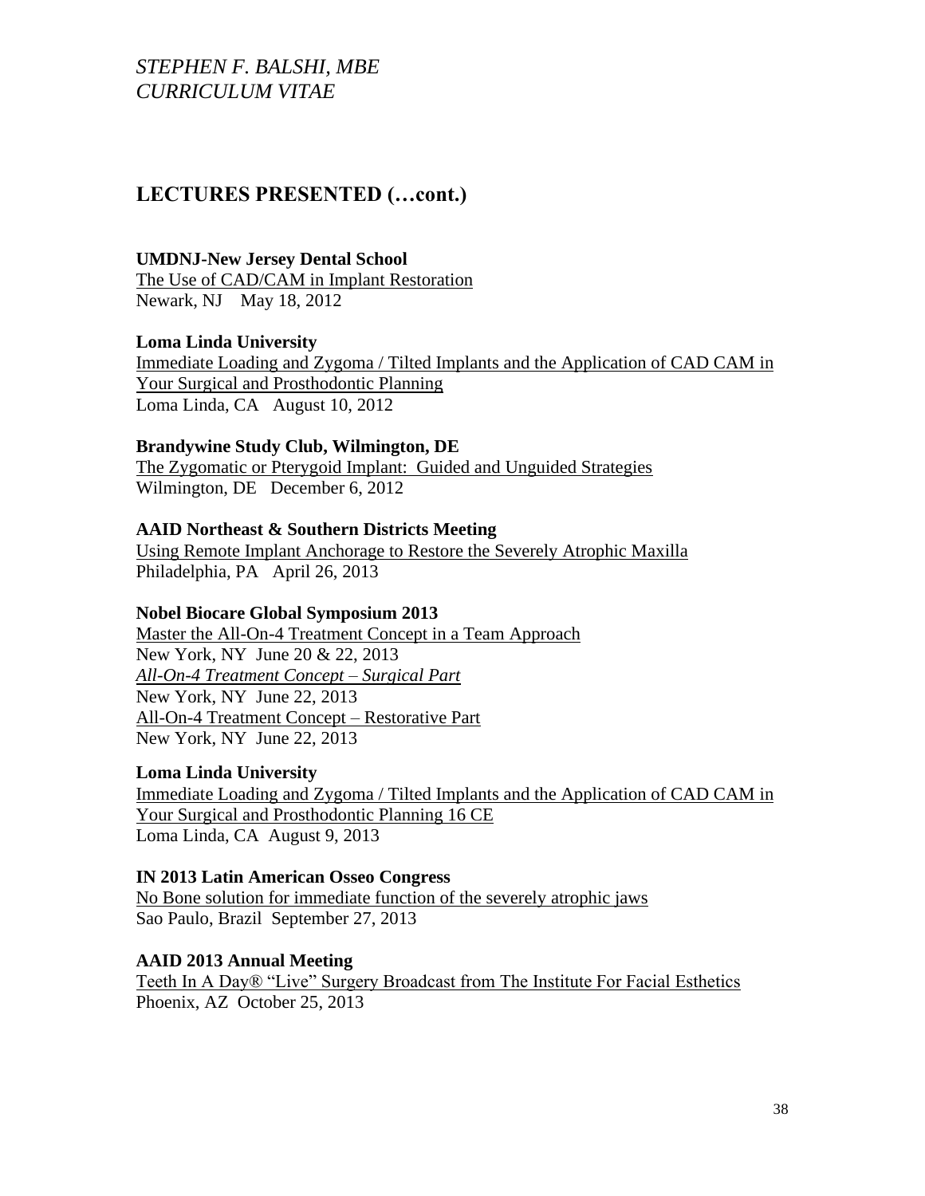## LECTURES PRESENTED (…cont.)

**UMDNJ-New Jersey Dental School**
The Use of CAD/CAM in Implant Restoration
Newark, NJ May 18, 2012

**Loma Linda University**
Immediate Loading and Zygoma / Tilted Implants and the Application of CAD CAM in Your Surgical and Prosthodontic Planning
Loma Linda, CA August 10, 2012

**Brandywine Study Club, Wilmington, DE**
The Zygomatic or Pterygoid Implant: Guided and Unguided Strategies
Wilmington, DE December 6, 2012

**AAID Northeast & Southern Districts Meeting**
Using Remote Implant Anchorage to Restore the Severely Atrophic Maxilla
Philadelphia, PA April 26, 2013

**Nobel Biocare Global Symposium 2013**
Master the All-On-4 Treatment Concept in a Team Approach
New York, NY June 20 & 22, 2013
*All-On-4 Treatment Concept – Surgical Part*
New York, NY June 22, 2013
All-On-4 Treatment Concept – Restorative Part
New York, NY June 22, 2013

**Loma Linda University**
Immediate Loading and Zygoma / Tilted Implants and the Application of CAD CAM in Your Surgical and Prosthodontic Planning 16 CE
Loma Linda, CA August 9, 2013

**IN 2013 Latin American Osseo Congress**
No Bone solution for immediate function of the severely atrophic jaws
Sao Paulo, Brazil September 27, 2013

**AAID 2013 Annual Meeting**
Teeth In A Day® "Live" Surgery Broadcast from The Institute For Facial Esthetics
Phoenix, AZ October 25, 2013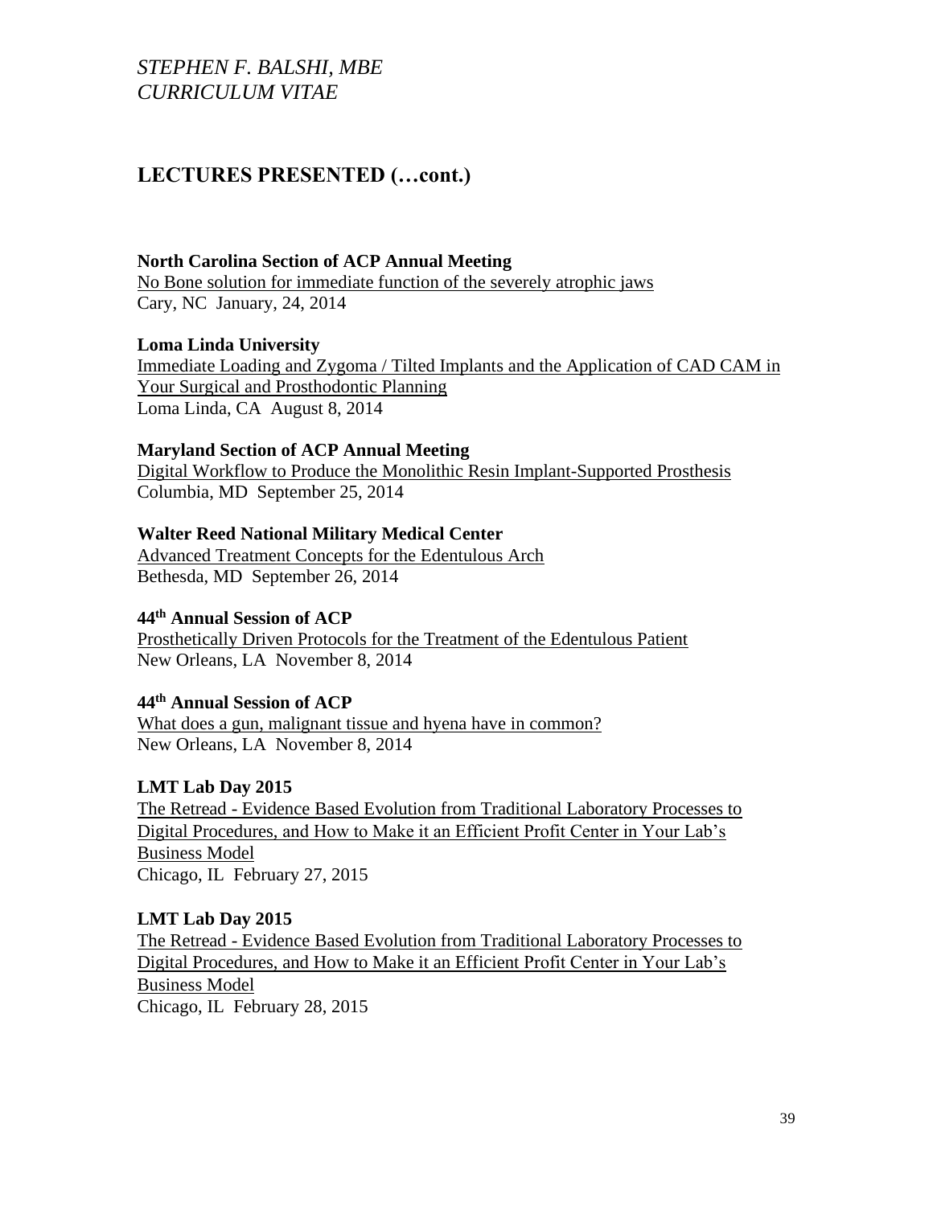## LECTURES PRESENTED (…cont.)

**North Carolina Section of ACP Annual Meeting**
No Bone solution for immediate function of the severely atrophic jaws
Cary, NC January, 24, 2014

**Loma Linda University**
Immediate Loading and Zygoma / Tilted Implants and the Application of CAD CAM in Your Surgical and Prosthodontic Planning
Loma Linda, CA August 8, 2014

**Maryland Section of ACP Annual Meeting**
Digital Workflow to Produce the Monolithic Resin Implant-Supported Prosthesis
Columbia, MD September 25, 2014

**Walter Reed National Military Medical Center**
Advanced Treatment Concepts for the Edentulous Arch
Bethesda, MD September 26, 2014

**44th Annual Session of ACP**
Prosthetically Driven Protocols for the Treatment of the Edentulous Patient
New Orleans, LA November 8, 2014

**44th Annual Session of ACP**
What does a gun, malignant tissue and hyena have in common?
New Orleans, LA November 8, 2014

**LMT Lab Day 2015**
The Retread - Evidence Based Evolution from Traditional Laboratory Processes to Digital Procedures, and How to Make it an Efficient Profit Center in Your Lab's Business Model
Chicago, IL February 27, 2015

**LMT Lab Day 2015**
The Retread - Evidence Based Evolution from Traditional Laboratory Processes to Digital Procedures, and How to Make it an Efficient Profit Center in Your Lab's Business Model
Chicago, IL February 28, 2015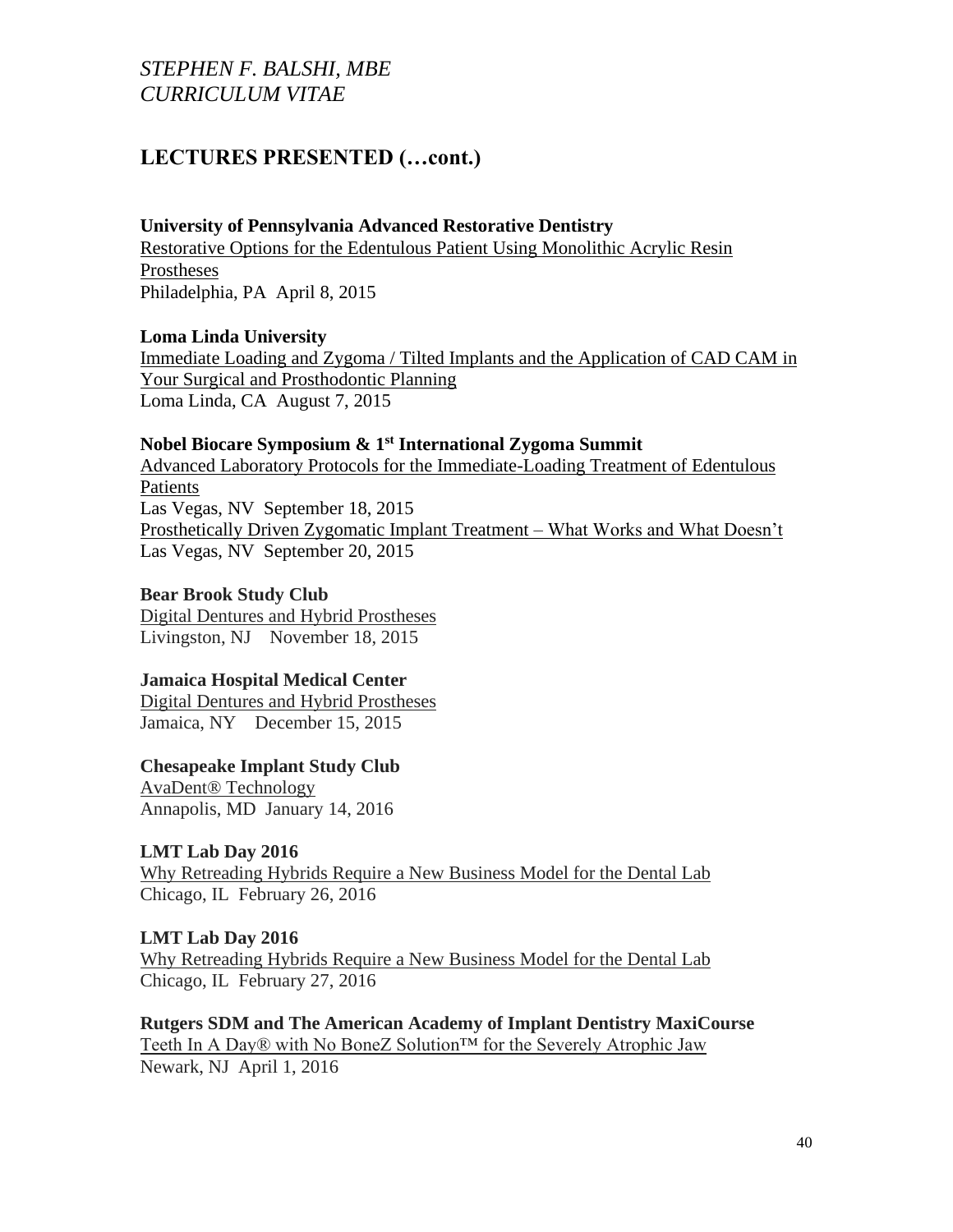## LECTURES PRESENTED (…cont.)

**University of Pennsylvania Advanced Restorative Dentistry**
Restorative Options for the Edentulous Patient Using Monolithic Acrylic Resin Prostheses
Philadelphia, PA April 8, 2015

**Loma Linda University**
Immediate Loading and Zygoma / Tilted Implants and the Application of CAD CAM in Your Surgical and Prosthodontic Planning
Loma Linda, CA August 7, 2015

**Nobel Biocare Symposium & 1st International Zygoma Summit**
Advanced Laboratory Protocols for the Immediate-Loading Treatment of Edentulous Patients
Las Vegas, NV September 18, 2015
Prosthetically Driven Zygomatic Implant Treatment – What Works and What Doesn't
Las Vegas, NV September 20, 2015

**Bear Brook Study Club**
Digital Dentures and Hybrid Prostheses
Livingston, NJ November 18, 2015

**Jamaica Hospital Medical Center**
Digital Dentures and Hybrid Prostheses
Jamaica, NY December 15, 2015

**Chesapeake Implant Study Club**
AvaDent® Technology
Annapolis, MD January 14, 2016

**LMT Lab Day 2016**
Why Retreading Hybrids Require a New Business Model for the Dental Lab
Chicago, IL February 26, 2016

**LMT Lab Day 2016**
Why Retreading Hybrids Require a New Business Model for the Dental Lab
Chicago, IL February 27, 2016

**Rutgers SDM and The American Academy of Implant Dentistry MaxiCourse**
Teeth In A Day® with No BoneZ Solution™ for the Severely Atrophic Jaw
Newark, NJ April 1, 2016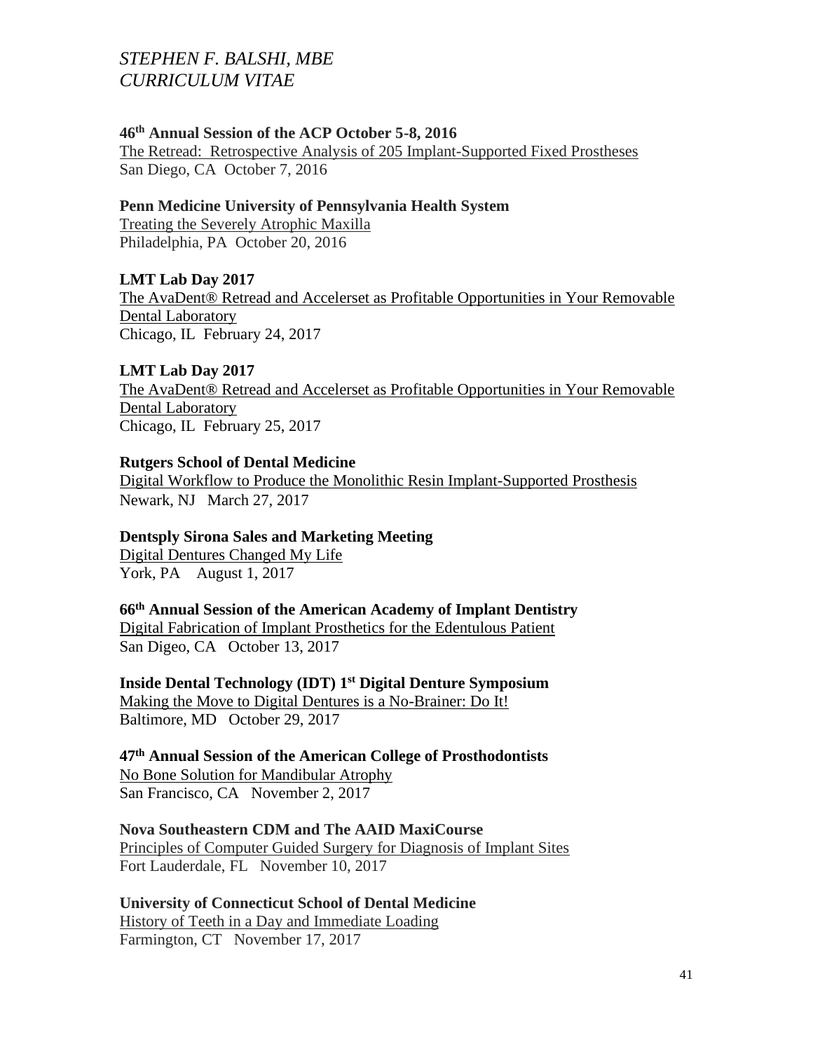**46th Annual Session of the ACP October 5-8, 2016**
The Retread: Retrospective Analysis of 205 Implant-Supported Fixed Prostheses
San Diego, CA October 7, 2016

**Penn Medicine University of Pennsylvania Health System**
Treating the Severely Atrophic Maxilla
Philadelphia, PA October 20, 2016

**LMT Lab Day 2017**
The AvaDent® Retread and Accelerset as Profitable Opportunities in Your Removable Dental Laboratory
Chicago, IL February 24, 2017

**LMT Lab Day 2017**
The AvaDent® Retread and Accelerset as Profitable Opportunities in Your Removable Dental Laboratory
Chicago, IL February 25, 2017

**Rutgers School of Dental Medicine**
Digital Workflow to Produce the Monolithic Resin Implant-Supported Prosthesis
Newark, NJ March 27, 2017

**Dentsply Sirona Sales and Marketing Meeting**
Digital Dentures Changed My Life
York, PA August 1, 2017

**66th Annual Session of the American Academy of Implant Dentistry**
Digital Fabrication of Implant Prosthetics for the Edentulous Patient
San Digeo, CA October 13, 2017

**Inside Dental Technology (IDT) 1st Digital Denture Symposium**
Making the Move to Digital Dentures is a No-Brainer: Do It!
Baltimore, MD October 29, 2017

**47th Annual Session of the American College of Prosthodontists**
No Bone Solution for Mandibular Atrophy
San Francisco, CA November 2, 2017

**Nova Southeastern CDM and The AAID MaxiCourse**
Principles of Computer Guided Surgery for Diagnosis of Implant Sites
Fort Lauderdale, FL November 10, 2017

**University of Connecticut School of Dental Medicine**
History of Teeth in a Day and Immediate Loading
Farmington, CT November 17, 2017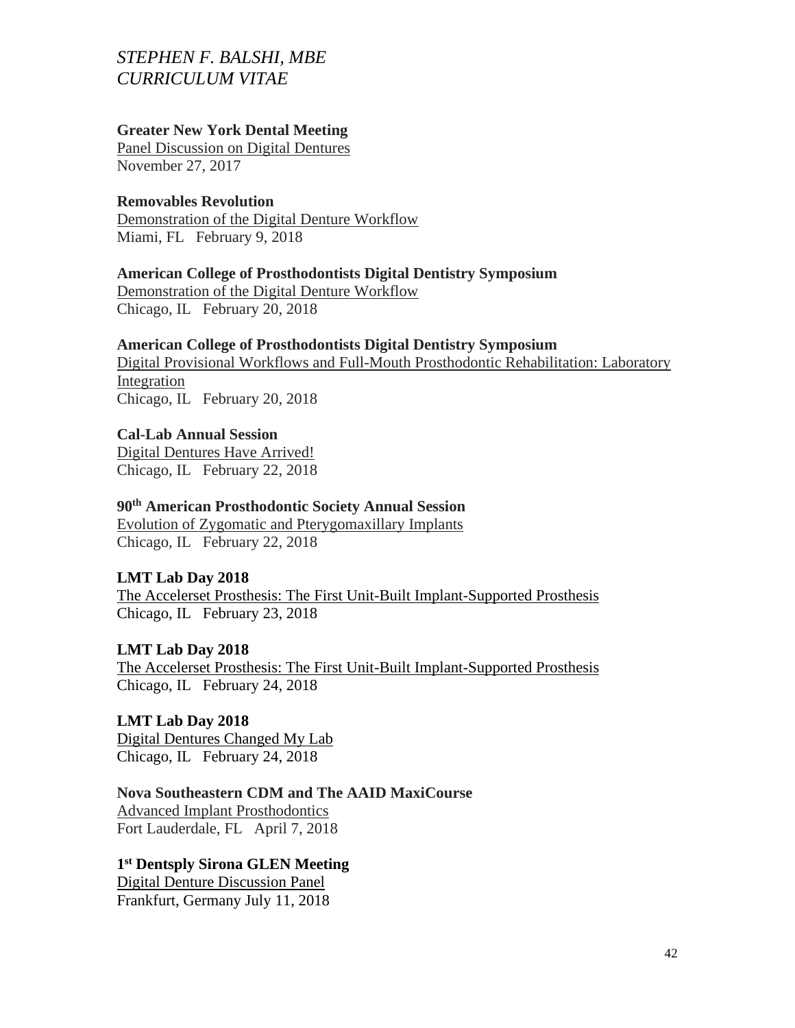**Greater New York Dental Meeting**
Panel Discussion on Digital Dentures
November 27, 2017

**Removables Revolution**
Demonstration of the Digital Denture Workflow
Miami, FL February 9, 2018

**American College of Prosthodontists Digital Dentistry Symposium**
Demonstration of the Digital Denture Workflow
Chicago, IL February 20, 2018

**American College of Prosthodontists Digital Dentistry Symposium**
Digital Provisional Workflows and Full-Mouth Prosthodontic Rehabilitation: Laboratory Integration
Chicago, IL February 20, 2018

**Cal-Lab Annual Session**
Digital Dentures Have Arrived!
Chicago, IL February 22, 2018

**90th American Prosthodontic Society Annual Session**
Evolution of Zygomatic and Pterygomaxillary Implants
Chicago, IL February 22, 2018

**LMT Lab Day 2018**
The Accelerset Prosthesis: The First Unit-Built Implant-Supported Prosthesis
Chicago, IL February 23, 2018

**LMT Lab Day 2018**
The Accelerset Prosthesis: The First Unit-Built Implant-Supported Prosthesis
Chicago, IL February 24, 2018

**LMT Lab Day 2018**
Digital Dentures Changed My Lab
Chicago, IL February 24, 2018

**Nova Southeastern CDM and The AAID MaxiCourse**
Advanced Implant Prosthodontics
Fort Lauderdale, FL April 7, 2018

**1st Dentsply Sirona GLEN Meeting**
Digital Denture Discussion Panel
Frankfurt, Germany July 11, 2018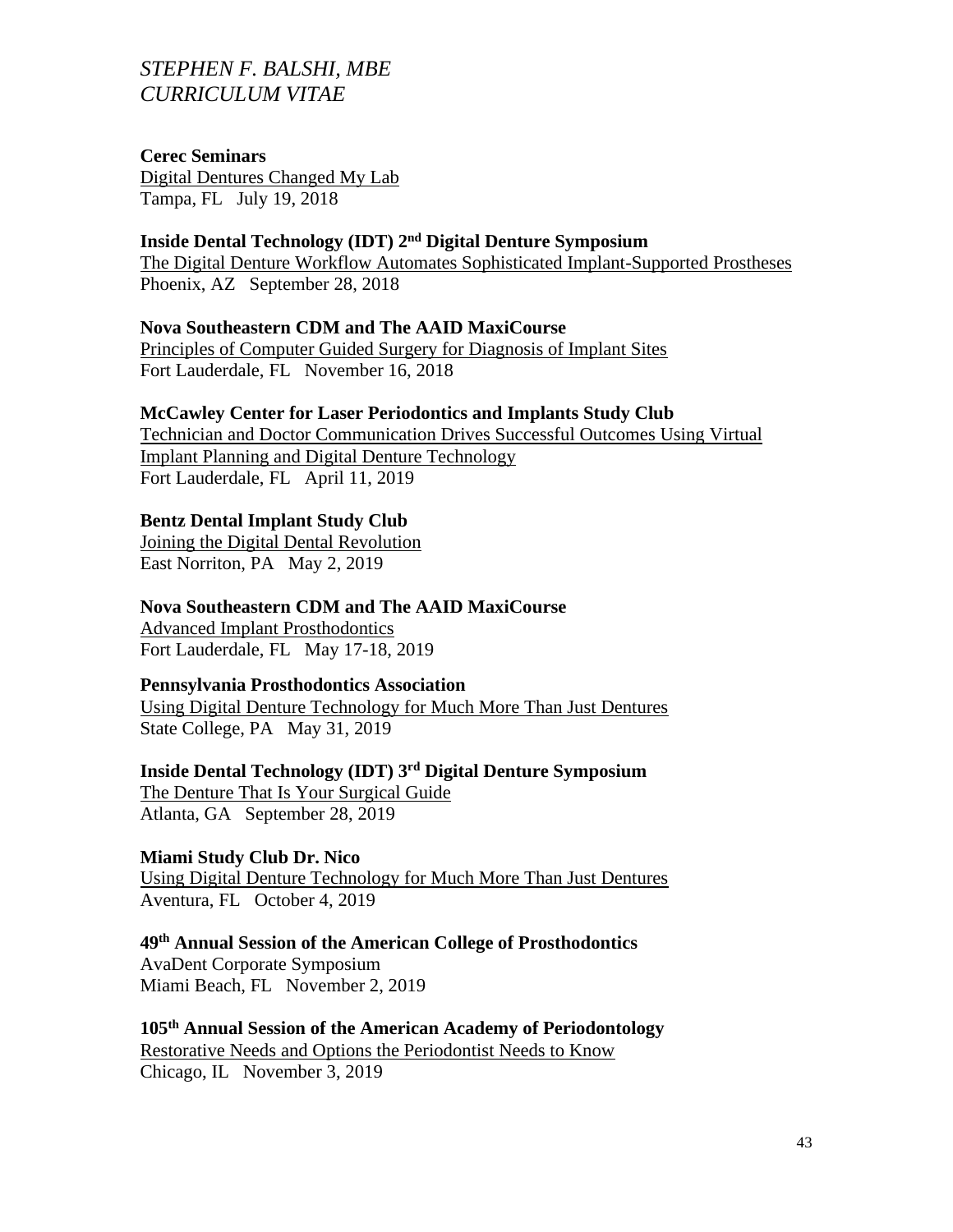**Cerec Seminars**
Digital Dentures Changed My Lab
Tampa, FL July 19, 2018

**Inside Dental Technology (IDT) 2nd Digital Denture Symposium**
The Digital Denture Workflow Automates Sophisticated Implant-Supported Prostheses
Phoenix, AZ September 28, 2018

**Nova Southeastern CDM and The AAID MaxiCourse**
Principles of Computer Guided Surgery for Diagnosis of Implant Sites
Fort Lauderdale, FL November 16, 2018

**McCawley Center for Laser Periodontics and Implants Study Club**
Technician and Doctor Communication Drives Successful Outcomes Using Virtual Implant Planning and Digital Denture Technology
Fort Lauderdale, FL April 11, 2019

**Bentz Dental Implant Study Club**
Joining the Digital Dental Revolution
East Norriton, PA May 2, 2019

**Nova Southeastern CDM and The AAID MaxiCourse**
Advanced Implant Prosthodontics
Fort Lauderdale, FL May 17-18, 2019

**Pennsylvania Prosthodontics Association**
Using Digital Denture Technology for Much More Than Just Dentures
State College, PA May 31, 2019

**Inside Dental Technology (IDT) 3rd Digital Denture Symposium**
The Denture That Is Your Surgical Guide
Atlanta, GA September 28, 2019

**Miami Study Club Dr. Nico**
Using Digital Denture Technology for Much More Than Just Dentures
Aventura, FL October 4, 2019

**49th Annual Session of the American College of Prosthodontics**
AvaDent Corporate Symposium
Miami Beach, FL November 2, 2019

**105th Annual Session of the American Academy of Periodontology**
Restorative Needs and Options the Periodontist Needs to Know
Chicago, IL November 3, 2019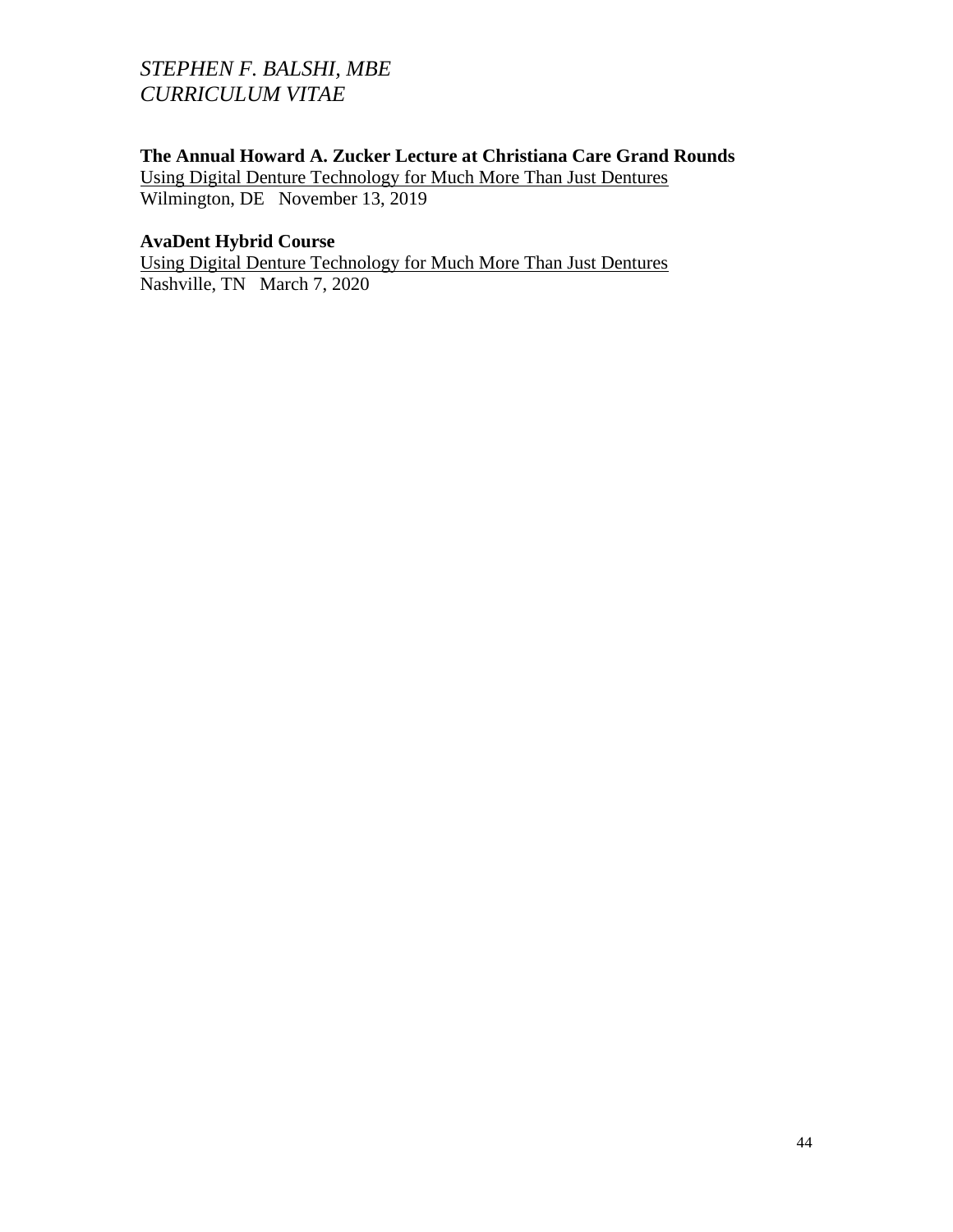**The Annual Howard A. Zucker Lecture at Christiana Care Grand Rounds**
<u>Using Digital Denture Technology for Much More Than Just Dentures</u>
Wilmington, DE November 13, 2019

**AvaDent Hybrid Course**
<u>Using Digital Denture Technology for Much More Than Just Dentures</u>
Nashville, TN March 7, 2020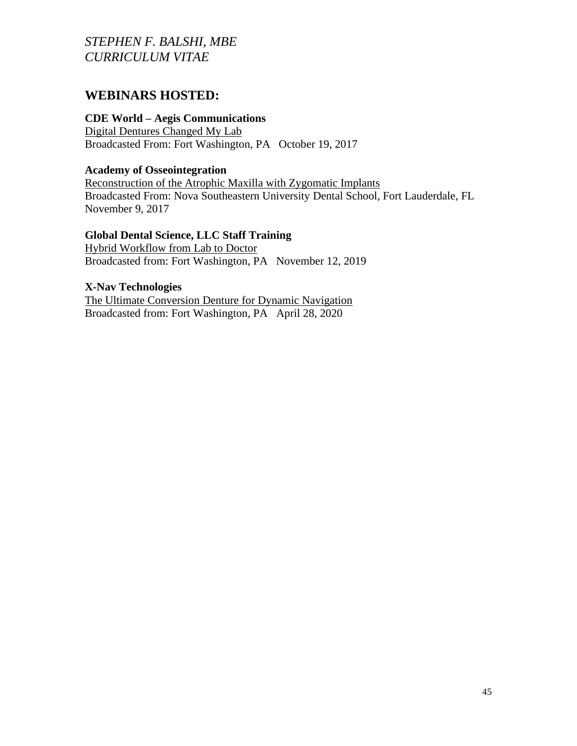## WEBINARS HOSTED:

**CDE World – Aegis Communications**
Digital Dentures Changed My Lab
Broadcasted From: Fort Washington, PA October 19, 2017

**Academy of Osseointegration**
Reconstruction of the Atrophic Maxilla with Zygomatic Implants
Broadcasted From: Nova Southeastern University Dental School, Fort Lauderdale, FL
November 9, 2017

**Global Dental Science, LLC Staff Training**
Hybrid Workflow from Lab to Doctor
Broadcasted from: Fort Washington, PA November 12, 2019

**X-Nav Technologies**
The Ultimate Conversion Denture for Dynamic Navigation
Broadcasted from: Fort Washington, PA April 28, 2020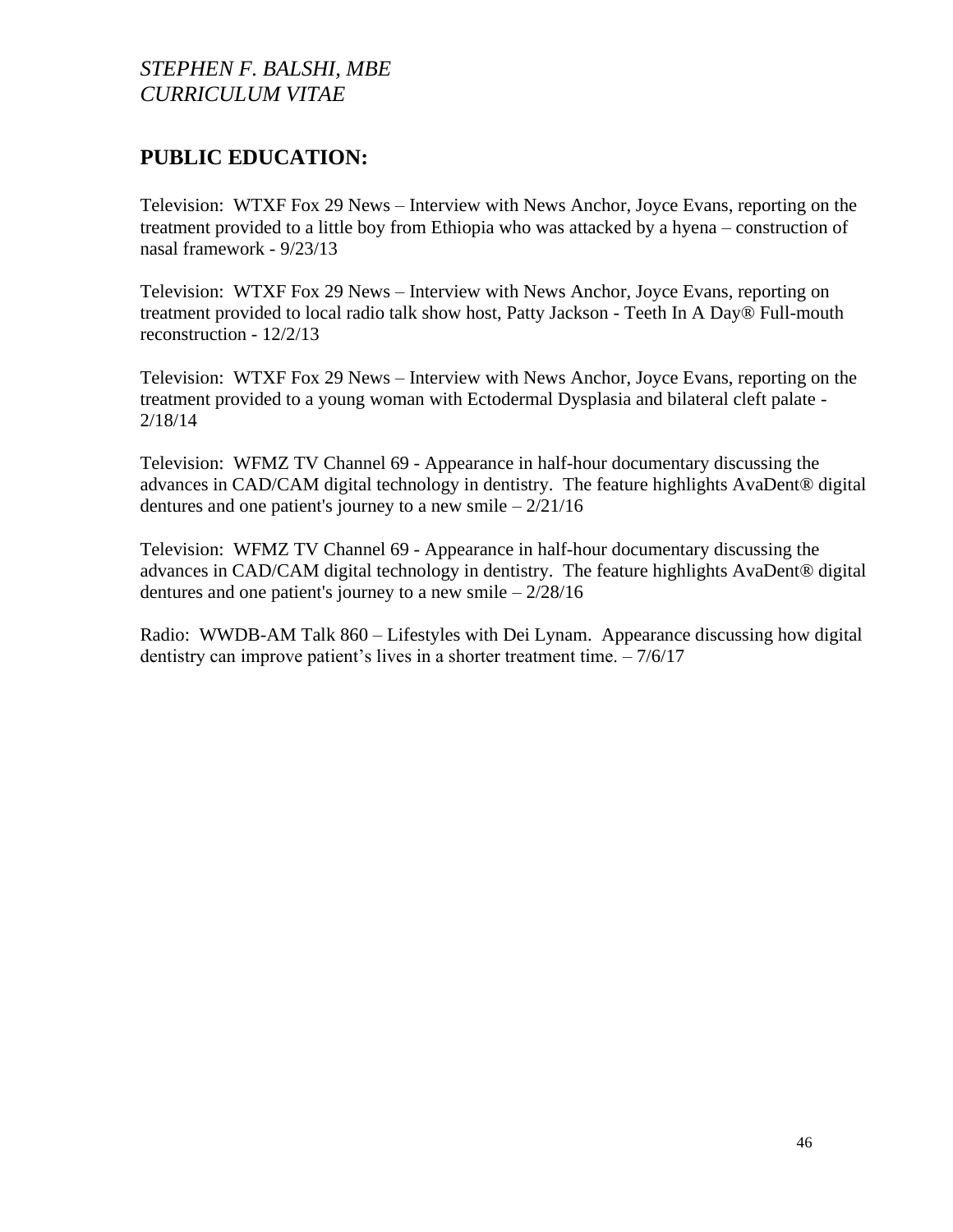## PUBLIC EDUCATION:

Television:  WTXF Fox 29 News – Interview with News Anchor, Joyce Evans, reporting on the treatment provided to a little boy from Ethiopia who was attacked by a hyena – construction of nasal framework - 9/23/13

Television:  WTXF Fox 29 News – Interview with News Anchor, Joyce Evans, reporting on treatment provided to local radio talk show host, Patty Jackson - Teeth In A Day® Full-mouth reconstruction - 12/2/13

Television:  WTXF Fox 29 News – Interview with News Anchor, Joyce Evans, reporting on the treatment provided to a young woman with Ectodermal Dysplasia and bilateral cleft palate - 2/18/14

Television:  WFMZ TV Channel 69 - Appearance in half-hour documentary discussing the advances in CAD/CAM digital technology in dentistry.  The feature highlights AvaDent® digital dentures and one patient's journey to a new smile – 2/21/16

Television:  WFMZ TV Channel 69 - Appearance in half-hour documentary discussing the advances in CAD/CAM digital technology in dentistry.  The feature highlights AvaDent® digital dentures and one patient's journey to a new smile – 2/28/16

Radio:  WWDB-AM Talk 860 – Lifestyles with Dei Lynam.  Appearance discussing how digital dentistry can improve patient's lives in a shorter treatment time. – 7/6/17